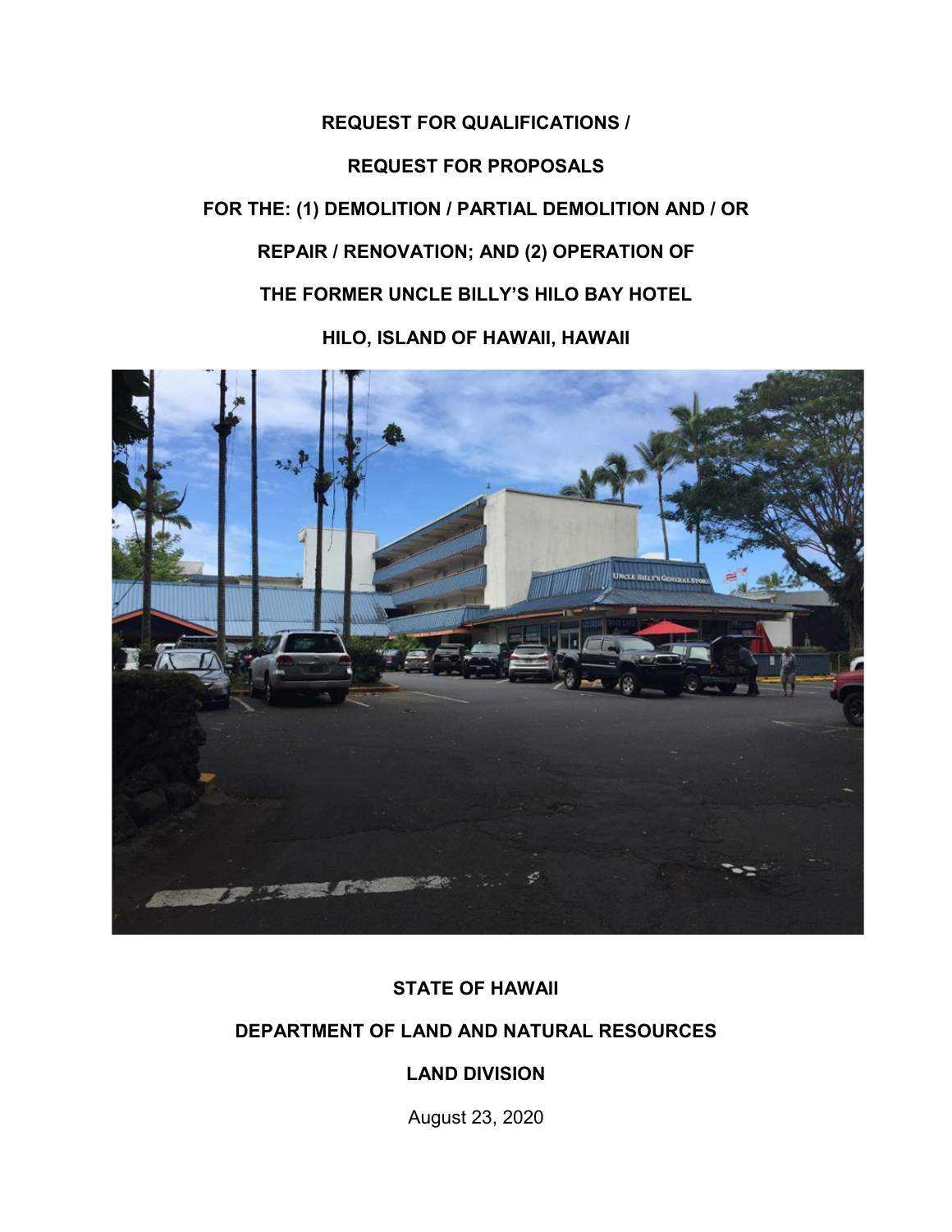# REQUEST FOR QUALIFICATIONS / REQUEST FOR PROPOSALS FOR THE: (1) DEMOLITION / PARTIAL DEMOLITION AND / OR REPAIR / RENOVATION; AND (2) OPERATION OF THE FORMER UNCLE BILLY'S HILO BAY HOTEL HILO, ISLAND OF HAWAII, HAWAII

**STATE OF HAWAII**

**DEPARTMENT OF LAND AND NATURAL RESOURCES**

**LAND DIVISION**

August 23, 2020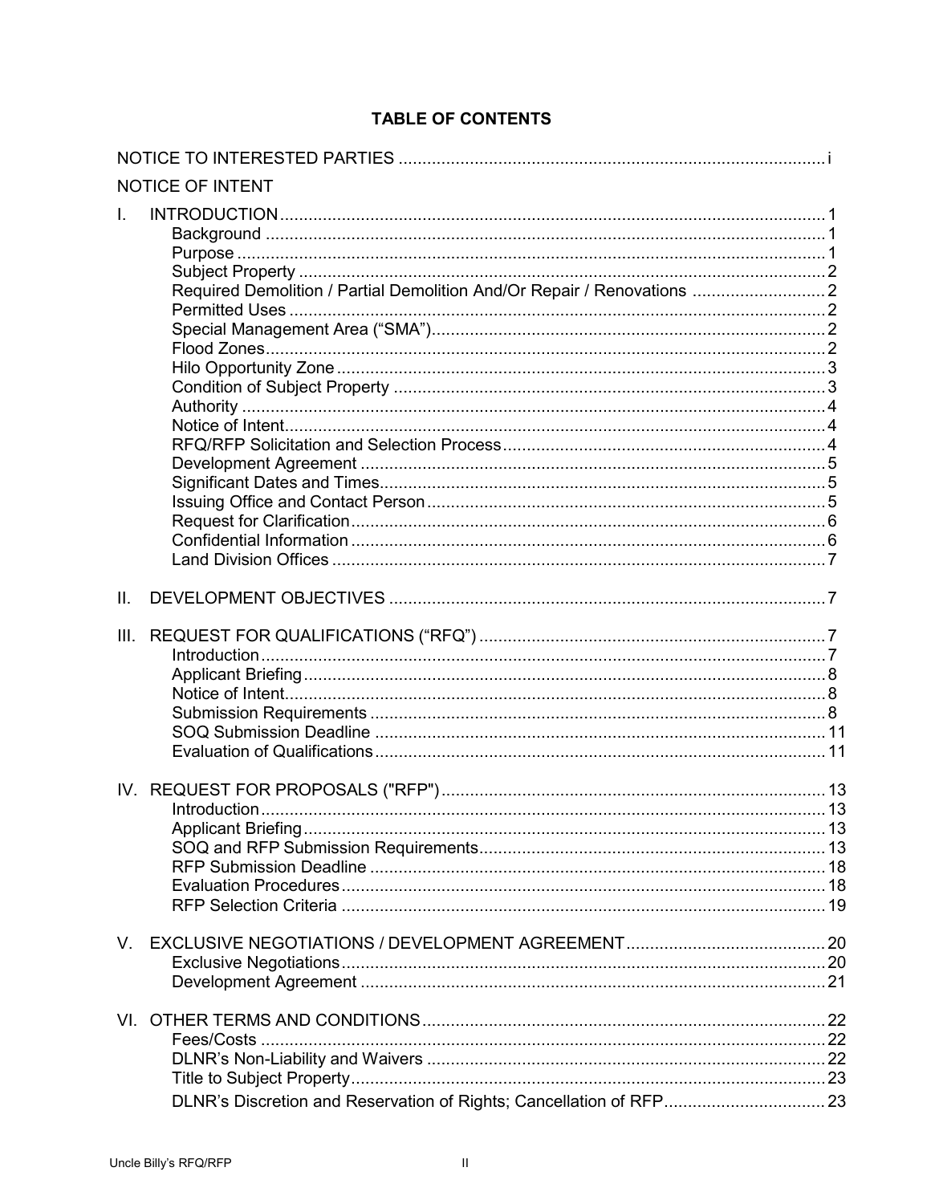# TABLE OF CONTENTS

NOTICE TO INTERESTED PARTIES ........................................................................................ i

NOTICE OF INTENT

I. INTRODUCTION ........................................................................................................ 1
   - Background ........................................................................................................ 1
   - Purpose .............................................................................................................. 1
   - Subject Property ................................................................................................ 2
   - Required Demolition / Partial Demolition And/Or Repair / Renovations ............................ 2
   - Permitted Uses ................................................................................................... 2
   - Special Management Area ("SMA") ....................................................................... 2
   - Flood Zones ........................................................................................................ 2
   - Hilo Opportunity Zone ......................................................................................... 3
   - Condition of Subject Property .............................................................................. 3
   - Authority ............................................................................................................ 4
   - Notice of Intent ................................................................................................... 4
   - RFQ/RFP Solicitation and Selection Process ......................................................... 4
   - Development Agreement ..................................................................................... 5
   - Significant Dates and Times ................................................................................. 5
   - Issuing Office and Contact Person ........................................................................ 5
   - Request for Clarification ...................................................................................... 6
   - Confidential Information ...................................................................................... 6
   - Land Division Offices .......................................................................................... 7

II. DEVELOPMENT OBJECTIVES ........................................................................................ 7

III. REQUEST FOR QUALIFICATIONS ("RFQ") ................................................................... 7
   - Introduction ........................................................................................................ 7
   - Applicant Briefing ............................................................................................... 8
   - Notice of Intent ................................................................................................... 8
   - Submission Requirements ................................................................................... 8
   - SOQ Submission Deadline ................................................................................... 11
   - Evaluation of Qualifications ................................................................................ 11

IV. REQUEST FOR PROPOSALS ("RFP") ........................................................................... 13
   - Introduction ........................................................................................................ 13
   - Applicant Briefing ............................................................................................... 13
   - SOQ and RFP Submission Requirements ................................................................ 13
   - RFP Submission Deadline .................................................................................... 18
   - Evaluation Procedures ......................................................................................... 18
   - RFP Selection Criteria ......................................................................................... 19

V. EXCLUSIVE NEGOTIATIONS / DEVELOPMENT AGREEMENT ........................................... 20
   - Exclusive Negotiations ......................................................................................... 20
   - Development Agreement ..................................................................................... 21

VI. OTHER TERMS AND CONDITIONS .............................................................................. 22
   - Fees/Costs .......................................................................................................... 22
   - DLNR's Non-Liability and Waivers ........................................................................ 22
   - Title to Subject Property ...................................................................................... 23
   - DLNR's Discretion and Reservation of Rights; Cancellation of RFP ................................ 23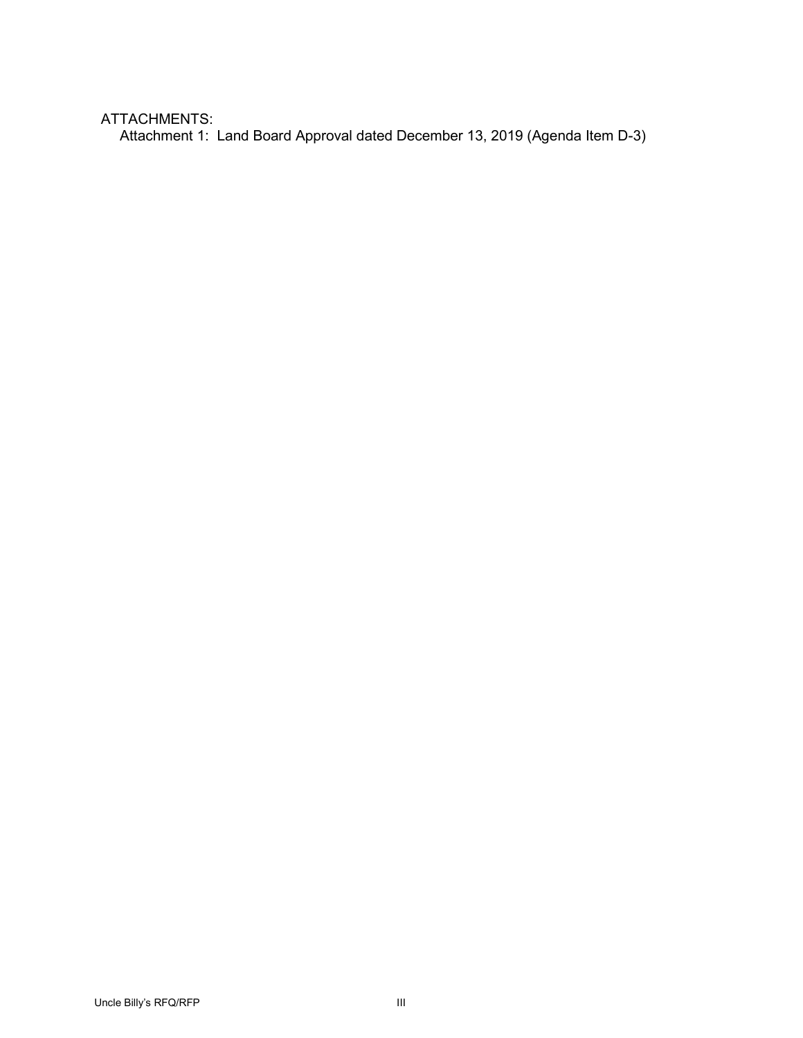ATTACHMENTS:

Attachment 1: Land Board Approval dated December 13, 2019 (Agenda Item D-3)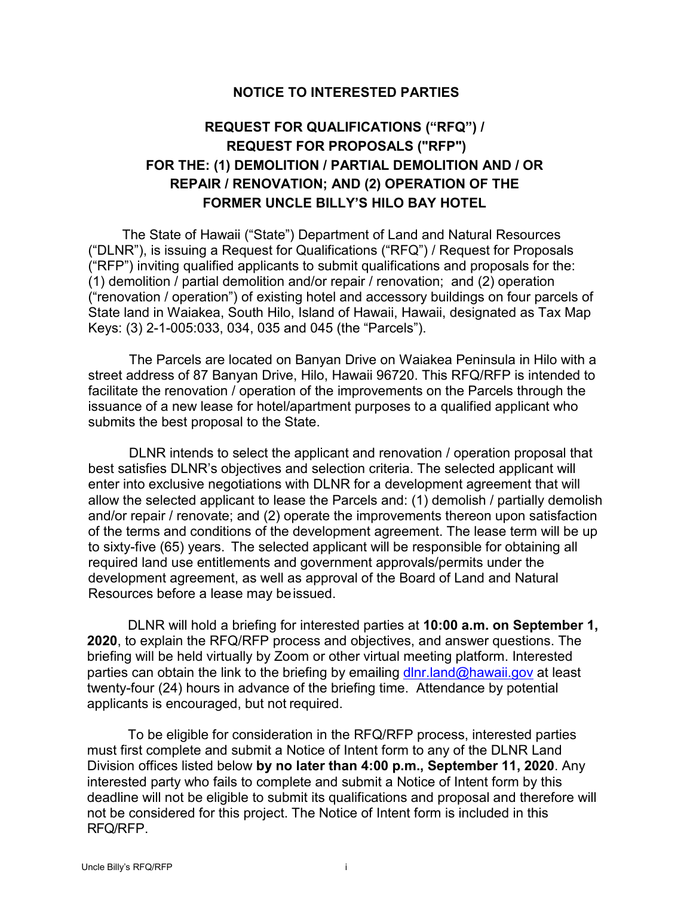**NOTICE TO INTERESTED PARTIES**

**REQUEST FOR QUALIFICATIONS ("RFQ") / REQUEST FOR PROPOSALS ("RFP") FOR THE: (1) DEMOLITION / PARTIAL DEMOLITION AND / OR REPAIR / RENOVATION; AND (2) OPERATION OF THE FORMER UNCLE BILLY'S HILO BAY HOTEL**

The State of Hawaii ("State") Department of Land and Natural Resources ("DLNR"), is issuing a Request for Qualifications ("RFQ") / Request for Proposals ("RFP") inviting qualified applicants to submit qualifications and proposals for the: (1) demolition / partial demolition and/or repair / renovation; and (2) operation ("renovation / operation") of existing hotel and accessory buildings on four parcels of State land in Waiakea, South Hilo, Island of Hawaii, Hawaii, designated as Tax Map Keys: (3) 2-1-005:033, 034, 035 and 045 (the "Parcels").

The Parcels are located on Banyan Drive on Waiakea Peninsula in Hilo with a street address of 87 Banyan Drive, Hilo, Hawaii 96720. This RFQ/RFP is intended to facilitate the renovation / operation of the improvements on the Parcels through the issuance of a new lease for hotel/apartment purposes to a qualified applicant who submits the best proposal to the State.

DLNR intends to select the applicant and renovation / operation proposal that best satisfies DLNR's objectives and selection criteria. The selected applicant will enter into exclusive negotiations with DLNR for a development agreement that will allow the selected applicant to lease the Parcels and: (1) demolish / partially demolish and/or repair / renovate; and (2) operate the improvements thereon upon satisfaction of the terms and conditions of the development agreement. The lease term will be up to sixty-five (65) years. The selected applicant will be responsible for obtaining all required land use entitlements and government approvals/permits under the development agreement, as well as approval of the Board of Land and Natural Resources before a lease may be issued.

DLNR will hold a briefing for interested parties at **10:00 a.m. on September 1, 2020**, to explain the RFQ/RFP process and objectives, and answer questions. The briefing will be held virtually by Zoom or other virtual meeting platform. Interested parties can obtain the link to the briefing by emailing dlnr.land@hawaii.gov at least twenty-four (24) hours in advance of the briefing time. Attendance by potential applicants is encouraged, but not required.

To be eligible for consideration in the RFQ/RFP process, interested parties must first complete and submit a Notice of Intent form to any of the DLNR Land Division offices listed below **by no later than 4:00 p.m., September 11, 2020**. Any interested party who fails to complete and submit a Notice of Intent form by this deadline will not be eligible to submit its qualifications and proposal and therefore will not be considered for this project. The Notice of Intent form is included in this RFQ/RFP.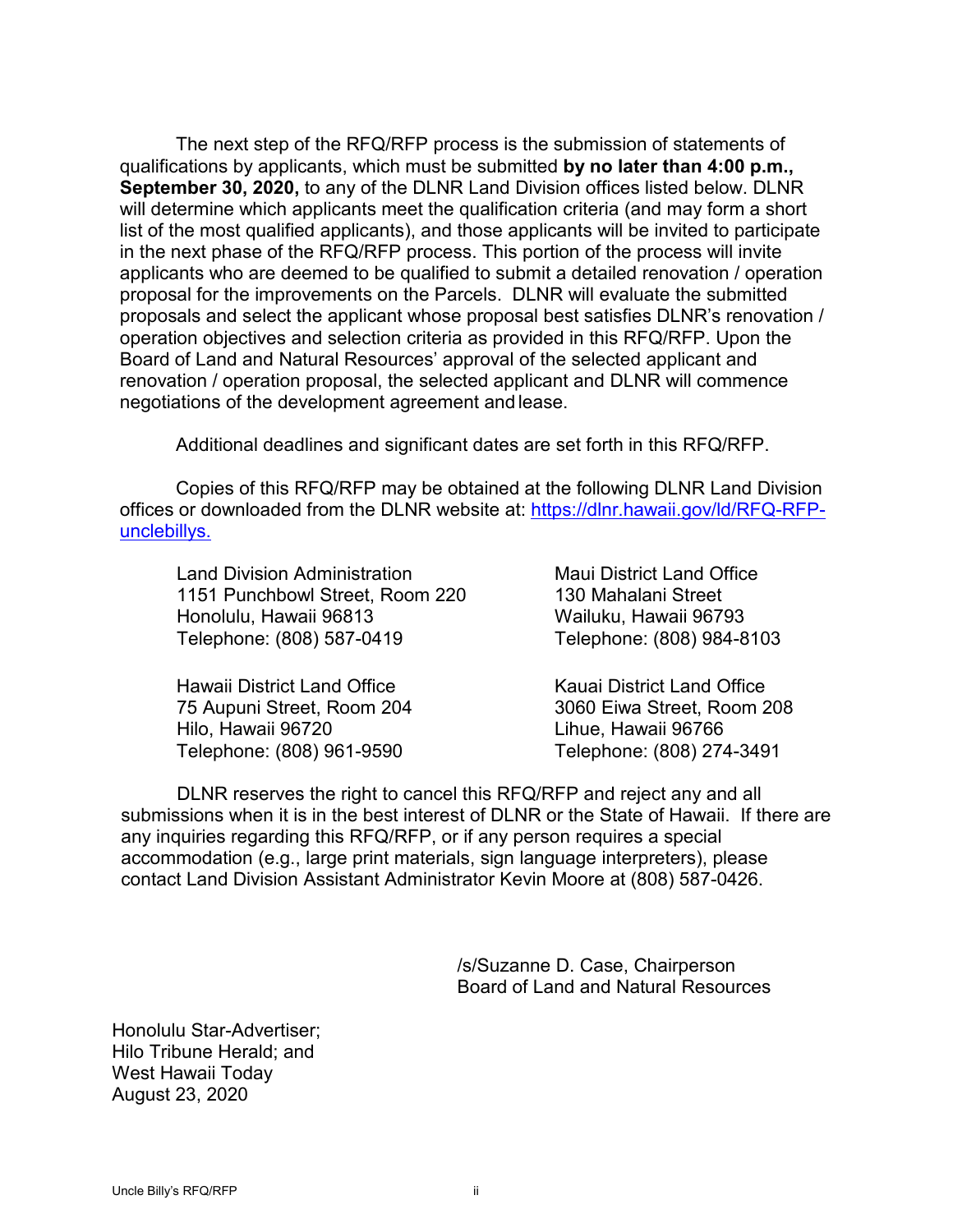The next step of the RFQ/RFP process is the submission of statements of qualifications by applicants, which must be submitted **by no later than 4:00 p.m., September 30, 2020,** to any of the DLNR Land Division offices listed below. DLNR will determine which applicants meet the qualification criteria (and may form a short list of the most qualified applicants), and those applicants will be invited to participate in the next phase of the RFQ/RFP process. This portion of the process will invite applicants who are deemed to be qualified to submit a detailed renovation / operation proposal for the improvements on the Parcels. DLNR will evaluate the submitted proposals and select the applicant whose proposal best satisfies DLNR's renovation / operation objectives and selection criteria as provided in this RFQ/RFP. Upon the Board of Land and Natural Resources' approval of the selected applicant and renovation / operation proposal, the selected applicant and DLNR will commence negotiations of the development agreement and lease.

Additional deadlines and significant dates are set forth in this RFQ/RFP.

Copies of this RFQ/RFP may be obtained at the following DLNR Land Division offices or downloaded from the DLNR website at: [https://dlnr.hawaii.gov/ld/RFQ-RFP-unclebillys.](https://dlnr.hawaii.gov/ld/RFQ-RFP-unclebillys)

Land Division Administration
1151 Punchbowl Street, Room 220
Honolulu, Hawaii 96813
Telephone: (808) 587-0419

Maui District Land Office
130 Mahalani Street
Wailuku, Hawaii 96793
Telephone: (808) 984-8103

Hawaii District Land Office
75 Aupuni Street, Room 204
Hilo, Hawaii 96720
Telephone: (808) 961-9590

Kauai District Land Office
3060 Eiwa Street, Room 208
Lihue, Hawaii 96766
Telephone: (808) 274-3491

DLNR reserves the right to cancel this RFQ/RFP and reject any and all submissions when it is in the best interest of DLNR or the State of Hawaii. If there are any inquiries regarding this RFQ/RFP, or if any person requires a special accommodation (e.g., large print materials, sign language interpreters), please contact Land Division Assistant Administrator Kevin Moore at (808) 587-0426.

/s/Suzanne D. Case, Chairperson
Board of Land and Natural Resources

Honolulu Star-Advertiser;
Hilo Tribune Herald; and
West Hawaii Today
August 23, 2020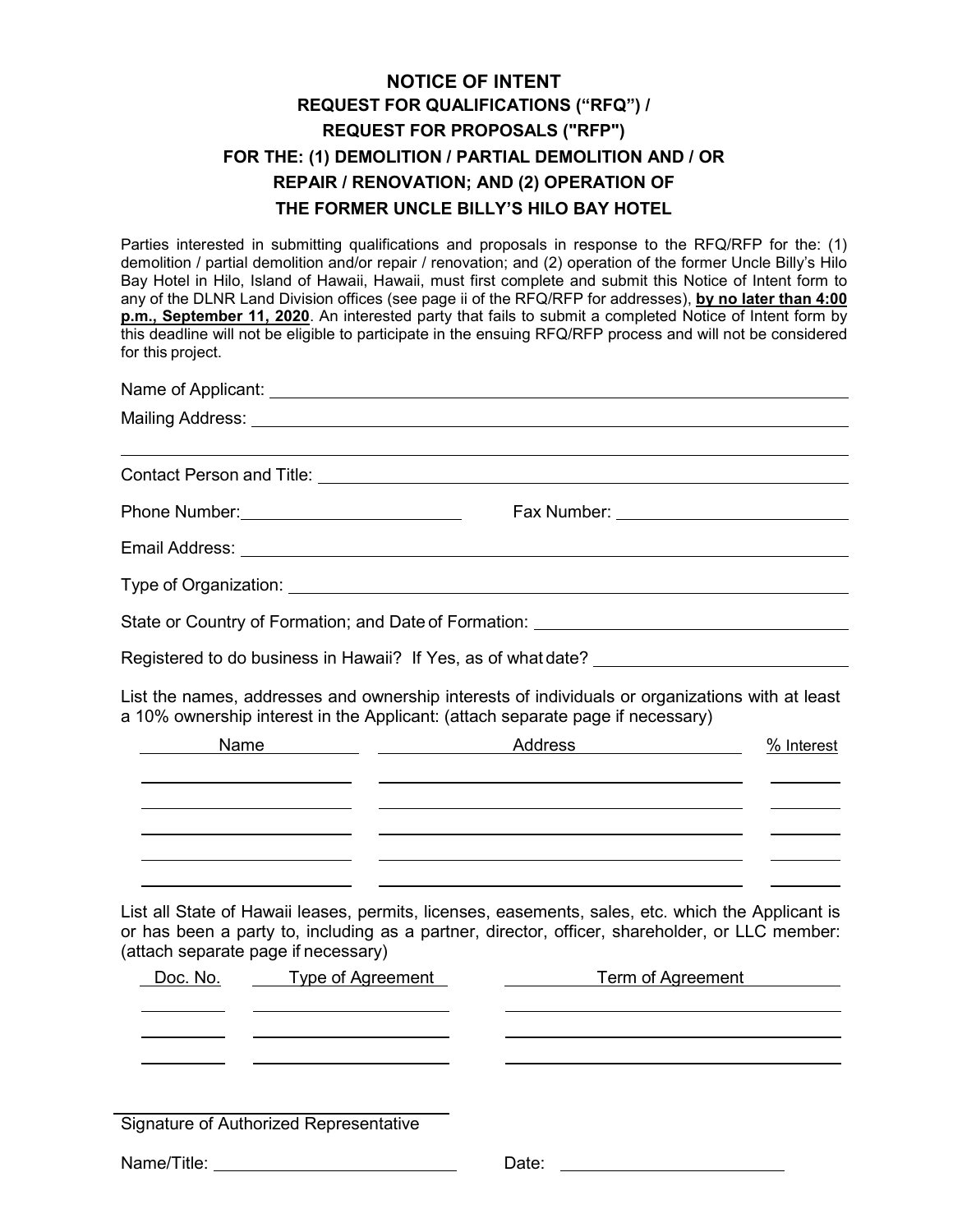# NOTICE OF INTENT
## REQUEST FOR QUALIFICATIONS (“RFQ”) / REQUEST FOR PROPOSALS ("RFP") FOR THE: (1) DEMOLITION / PARTIAL DEMOLITION AND / OR REPAIR / RENOVATION; AND (2) OPERATION OF THE FORMER UNCLE BILLY’S HILO BAY HOTEL

Parties interested in submitting qualifications and proposals in response to the RFQ/RFP for the: (1) demolition / partial demolition and/or repair / renovation; and (2) operation of the former Uncle Billy’s Hilo Bay Hotel in Hilo, Island of Hawaii, Hawaii, must first complete and submit this Notice of Intent form to any of the DLNR Land Division offices (see page ii of the RFQ/RFP for addresses), **by no later than 4:00 p.m., September 11, 2020**. An interested party that fails to submit a completed Notice of Intent form by this deadline will not be eligible to participate in the ensuing RFQ/RFP process and will not be considered for this project.

Name of Applicant: ______________________________

Mailing Address: ______________________________

______________________________

Contact Person and Title: ______________________________

Phone Number: ______________ Fax Number: ______________

Email Address: ______________________________

Type of Organization: ______________________________

State or Country of Formation; and Date of Formation: ______________________________

Registered to do business in Hawaii? If Yes, as of what date? ______________________________

List the names, addresses and ownership interests of individuals or organizations with at least a 10% ownership interest in the Applicant: (attach separate page if necessary)

| Name | Address | % Interest |
|---|---|---|
| | | |
| | | |
| | | |
| | | |
| | | |

List all State of Hawaii leases, permits, licenses, easements, sales, etc. which the Applicant is or has been a party to, including as a partner, director, officer, shareholder, or LLC member: (attach separate page if necessary)

| Doc. No. | Type of Agreement | Term of Agreement |
|---|---|---|
| | | |
| | | |
| | | |

______________________________
Signature of Authorized Representative

Name/Title: ______________________________ Date: ______________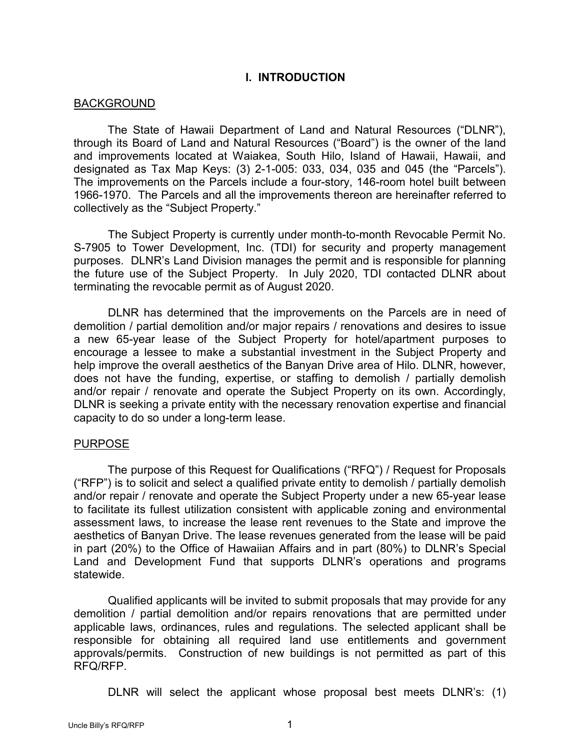# I. INTRODUCTION

## BACKGROUND

The State of Hawaii Department of Land and Natural Resources ("DLNR"), through its Board of Land and Natural Resources ("Board") is the owner of the land and improvements located at Waiakea, South Hilo, Island of Hawaii, Hawaii, and designated as Tax Map Keys: (3) 2-1-005: 033, 034, 035 and 045 (the "Parcels"). The improvements on the Parcels include a four-story, 146-room hotel built between 1966-1970. The Parcels and all the improvements thereon are hereinafter referred to collectively as the "Subject Property."

The Subject Property is currently under month-to-month Revocable Permit No. S-7905 to Tower Development, Inc. (TDI) for security and property management purposes. DLNR's Land Division manages the permit and is responsible for planning the future use of the Subject Property. In July 2020, TDI contacted DLNR about terminating the revocable permit as of August 2020.

DLNR has determined that the improvements on the Parcels are in need of demolition / partial demolition and/or major repairs / renovations and desires to issue a new 65-year lease of the Subject Property for hotel/apartment purposes to encourage a lessee to make a substantial investment in the Subject Property and help improve the overall aesthetics of the Banyan Drive area of Hilo. DLNR, however, does not have the funding, expertise, or staffing to demolish / partially demolish and/or repair / renovate and operate the Subject Property on its own. Accordingly, DLNR is seeking a private entity with the necessary renovation expertise and financial capacity to do so under a long-term lease.

## PURPOSE

The purpose of this Request for Qualifications ("RFQ") / Request for Proposals ("RFP") is to solicit and select a qualified private entity to demolish / partially demolish and/or repair / renovate and operate the Subject Property under a new 65-year lease to facilitate its fullest utilization consistent with applicable zoning and environmental assessment laws, to increase the lease rent revenues to the State and improve the aesthetics of Banyan Drive. The lease revenues generated from the lease will be paid in part (20%) to the Office of Hawaiian Affairs and in part (80%) to DLNR's Special Land and Development Fund that supports DLNR's operations and programs statewide.

Qualified applicants will be invited to submit proposals that may provide for any demolition / partial demolition and/or repairs renovations that are permitted under applicable laws, ordinances, rules and regulations. The selected applicant shall be responsible for obtaining all required land use entitlements and government approvals/permits. Construction of new buildings is not permitted as part of this RFQ/RFP.

DLNR will select the applicant whose proposal best meets DLNR's: (1)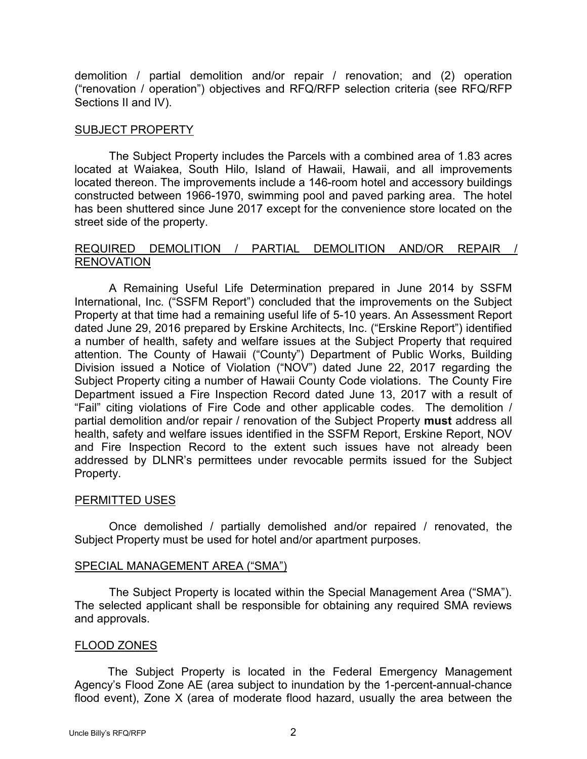demolition / partial demolition and/or repair / renovation; and (2) operation ("renovation / operation") objectives and RFQ/RFP selection criteria (see RFQ/RFP Sections II and IV).

## SUBJECT PROPERTY

The Subject Property includes the Parcels with a combined area of 1.83 acres located at Waiakea, South Hilo, Island of Hawaii, Hawaii, and all improvements located thereon. The improvements include a 146-room hotel and accessory buildings constructed between 1966-1970, swimming pool and paved parking area. The hotel has been shuttered since June 2017 except for the convenience store located on the street side of the property.

## REQUIRED DEMOLITION / PARTIAL DEMOLITION AND/OR REPAIR / RENOVATION

A Remaining Useful Life Determination prepared in June 2014 by SSFM International, Inc. ("SSFM Report") concluded that the improvements on the Subject Property at that time had a remaining useful life of 5-10 years. An Assessment Report dated June 29, 2016 prepared by Erskine Architects, Inc. ("Erskine Report") identified a number of health, safety and welfare issues at the Subject Property that required attention. The County of Hawaii ("County") Department of Public Works, Building Division issued a Notice of Violation ("NOV") dated June 22, 2017 regarding the Subject Property citing a number of Hawaii County Code violations. The County Fire Department issued a Fire Inspection Record dated June 13, 2017 with a result of "Fail" citing violations of Fire Code and other applicable codes. The demolition / partial demolition and/or repair / renovation of the Subject Property **must** address all health, safety and welfare issues identified in the SSFM Report, Erskine Report, NOV and Fire Inspection Record to the extent such issues have not already been addressed by DLNR's permittees under revocable permits issued for the Subject Property.

## PERMITTED USES

Once demolished / partially demolished and/or repaired / renovated, the Subject Property must be used for hotel and/or apartment purposes.

## SPECIAL MANAGEMENT AREA ("SMA")

The Subject Property is located within the Special Management Area ("SMA"). The selected applicant shall be responsible for obtaining any required SMA reviews and approvals.

## FLOOD ZONES

The Subject Property is located in the Federal Emergency Management Agency's Flood Zone AE (area subject to inundation by the 1-percent-annual-chance flood event), Zone X (area of moderate flood hazard, usually the area between the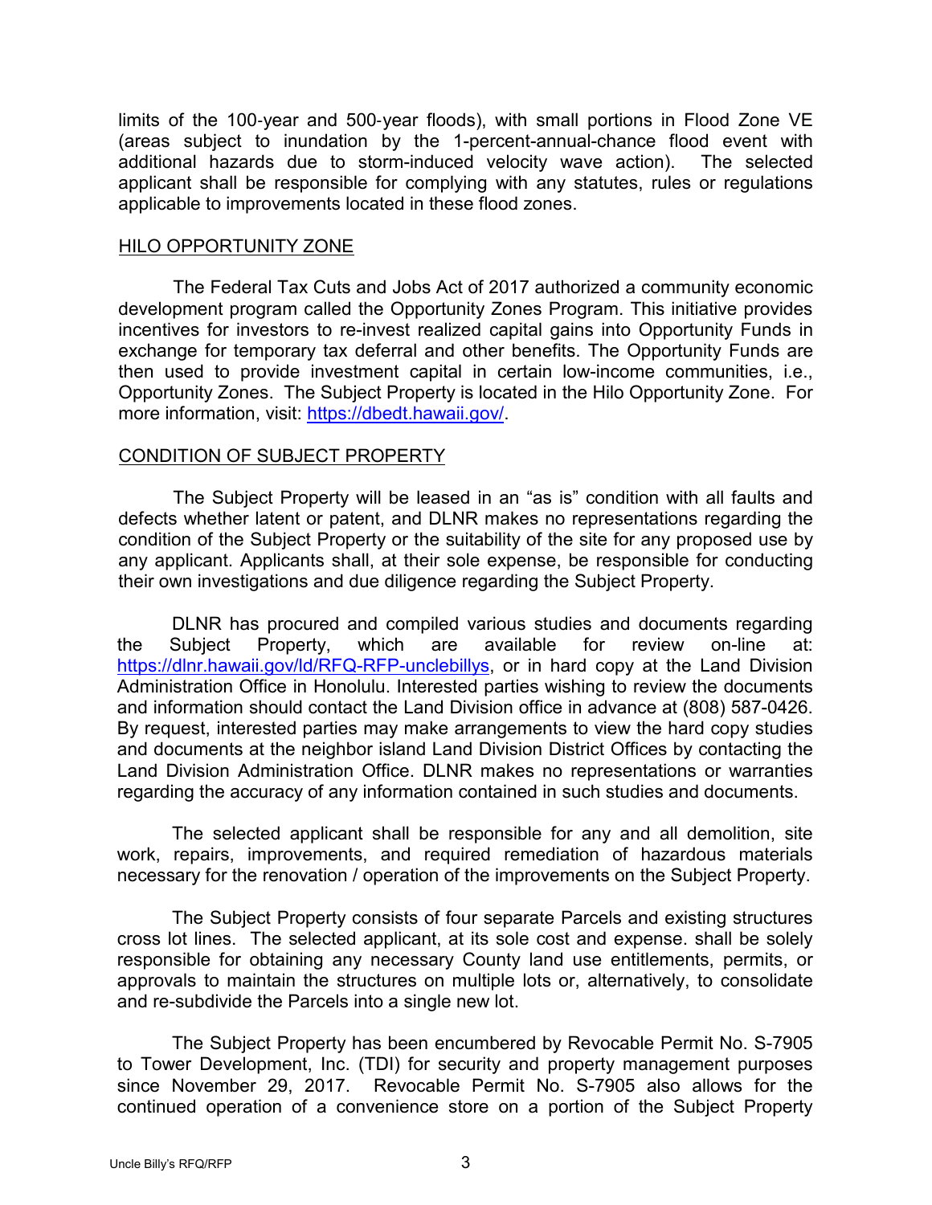limits of the 100-year and 500-year floods), with small portions in Flood Zone VE (areas subject to inundation by the 1-percent-annual-chance flood event with additional hazards due to storm-induced velocity wave action). The selected applicant shall be responsible for complying with any statutes, rules or regulations applicable to improvements located in these flood zones.

## HILO OPPORTUNITY ZONE

The Federal Tax Cuts and Jobs Act of 2017 authorized a community economic development program called the Opportunity Zones Program. This initiative provides incentives for investors to re-invest realized capital gains into Opportunity Funds in exchange for temporary tax deferral and other benefits. The Opportunity Funds are then used to provide investment capital in certain low-income communities, i.e., Opportunity Zones. The Subject Property is located in the Hilo Opportunity Zone. For more information, visit: https://dbedt.hawaii.gov/.

## CONDITION OF SUBJECT PROPERTY

The Subject Property will be leased in an "as is" condition with all faults and defects whether latent or patent, and DLNR makes no representations regarding the condition of the Subject Property or the suitability of the site for any proposed use by any applicant. Applicants shall, at their sole expense, be responsible for conducting their own investigations and due diligence regarding the Subject Property.

DLNR has procured and compiled various studies and documents regarding the Subject Property, which are available for review on-line at: https://dlnr.hawaii.gov/ld/RFQ-RFP-unclebillys, or in hard copy at the Land Division Administration Office in Honolulu. Interested parties wishing to review the documents and information should contact the Land Division office in advance at (808) 587-0426. By request, interested parties may make arrangements to view the hard copy studies and documents at the neighbor island Land Division District Offices by contacting the Land Division Administration Office. DLNR makes no representations or warranties regarding the accuracy of any information contained in such studies and documents.

The selected applicant shall be responsible for any and all demolition, site work, repairs, improvements, and required remediation of hazardous materials necessary for the renovation / operation of the improvements on the Subject Property.

The Subject Property consists of four separate Parcels and existing structures cross lot lines. The selected applicant, at its sole cost and expense. shall be solely responsible for obtaining any necessary County land use entitlements, permits, or approvals to maintain the structures on multiple lots or, alternatively, to consolidate and re-subdivide the Parcels into a single new lot.

The Subject Property has been encumbered by Revocable Permit No. S-7905 to Tower Development, Inc. (TDI) for security and property management purposes since November 29, 2017. Revocable Permit No. S-7905 also allows for the continued operation of a convenience store on a portion of the Subject Property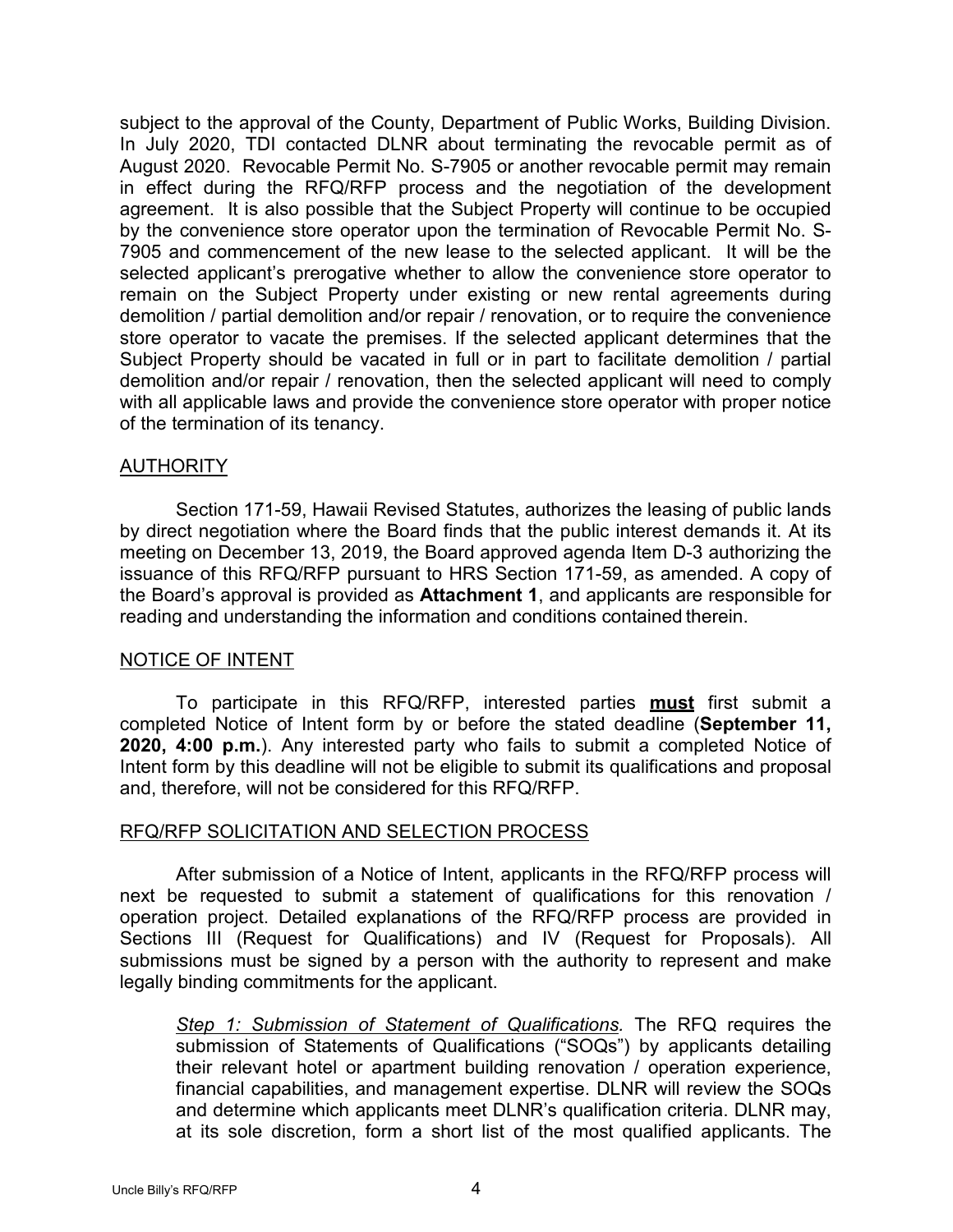subject to the approval of the County, Department of Public Works, Building Division. In July 2020, TDI contacted DLNR about terminating the revocable permit as of August 2020. Revocable Permit No. S-7905 or another revocable permit may remain in effect during the RFQ/RFP process and the negotiation of the development agreement. It is also possible that the Subject Property will continue to be occupied by the convenience store operator upon the termination of Revocable Permit No. S-7905 and commencement of the new lease to the selected applicant. It will be the selected applicant's prerogative whether to allow the convenience store operator to remain on the Subject Property under existing or new rental agreements during demolition / partial demolition and/or repair / renovation, or to require the convenience store operator to vacate the premises. If the selected applicant determines that the Subject Property should be vacated in full or in part to facilitate demolition / partial demolition and/or repair / renovation, then the selected applicant will need to comply with all applicable laws and provide the convenience store operator with proper notice of the termination of its tenancy.

## AUTHORITY

Section 171-59, Hawaii Revised Statutes, authorizes the leasing of public lands by direct negotiation where the Board finds that the public interest demands it. At its meeting on December 13, 2019, the Board approved agenda Item D-3 authorizing the issuance of this RFQ/RFP pursuant to HRS Section 171-59, as amended. A copy of the Board's approval is provided as **Attachment 1**, and applicants are responsible for reading and understanding the information and conditions contained therein.

## NOTICE OF INTENT

To participate in this RFQ/RFP, interested parties **must** first submit a completed Notice of Intent form by or before the stated deadline (**September 11, 2020, 4:00 p.m.**). Any interested party who fails to submit a completed Notice of Intent form by this deadline will not be eligible to submit its qualifications and proposal and, therefore, will not be considered for this RFQ/RFP.

## RFQ/RFP SOLICITATION AND SELECTION PROCESS

After submission of a Notice of Intent, applicants in the RFQ/RFP process will next be requested to submit a statement of qualifications for this renovation / operation project. Detailed explanations of the RFQ/RFP process are provided in Sections III (Request for Qualifications) and IV (Request for Proposals). All submissions must be signed by a person with the authority to represent and make legally binding commitments for the applicant.

> *Step 1: Submission of Statement of Qualifications.* The RFQ requires the submission of Statements of Qualifications ("SOQs") by applicants detailing their relevant hotel or apartment building renovation / operation experience, financial capabilities, and management expertise. DLNR will review the SOQs and determine which applicants meet DLNR's qualification criteria. DLNR may, at its sole discretion, form a short list of the most qualified applicants. The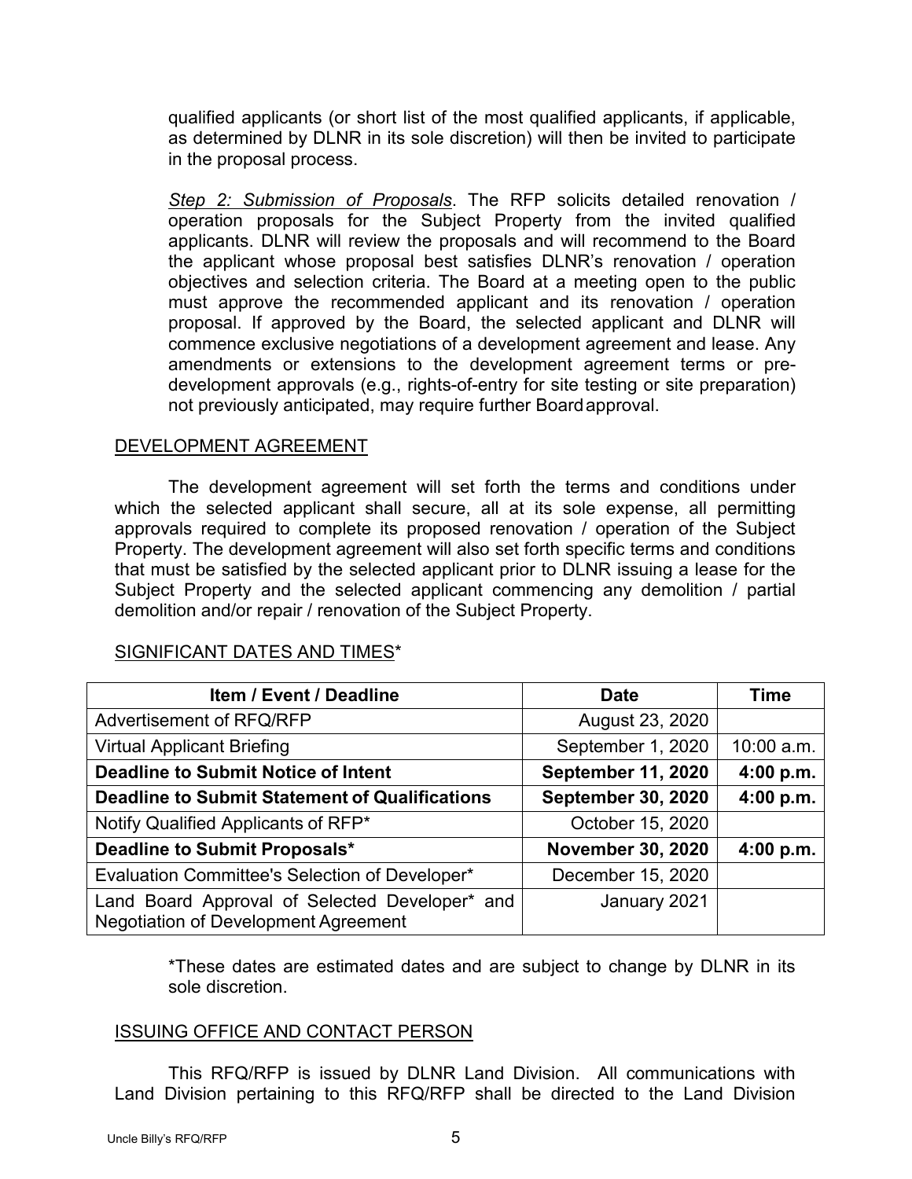qualified applicants (or short list of the most qualified applicants, if applicable, as determined by DLNR in its sole discretion) will then be invited to participate in the proposal process.

*Step 2: Submission of Proposals*. The RFP solicits detailed renovation / operation proposals for the Subject Property from the invited qualified applicants. DLNR will review the proposals and will recommend to the Board the applicant whose proposal best satisfies DLNR's renovation / operation objectives and selection criteria. The Board at a meeting open to the public must approve the recommended applicant and its renovation / operation proposal. If approved by the Board, the selected applicant and DLNR will commence exclusive negotiations of a development agreement and lease. Any amendments or extensions to the development agreement terms or pre-development approvals (e.g., rights-of-entry for site testing or site preparation) not previously anticipated, may require further Board approval.

## DEVELOPMENT AGREEMENT

The development agreement will set forth the terms and conditions under which the selected applicant shall secure, all at its sole expense, all permitting approvals required to complete its proposed renovation / operation of the Subject Property. The development agreement will also set forth specific terms and conditions that must be satisfied by the selected applicant prior to DLNR issuing a lease for the Subject Property and the selected applicant commencing any demolition / partial demolition and/or repair / renovation of the Subject Property.

## SIGNIFICANT DATES AND TIMES*

| Item / Event / Deadline | Date | Time |
|---|---|---|
| Advertisement of RFQ/RFP | August 23, 2020 | |
| Virtual Applicant Briefing | September 1, 2020 | 10:00 a.m. |
| **Deadline to Submit Notice of Intent** | **September 11, 2020** | **4:00 p.m.** |
| **Deadline to Submit Statement of Qualifications** | **September 30, 2020** | **4:00 p.m.** |
| Notify Qualified Applicants of RFP* | October 15, 2020 | |
| **Deadline to Submit Proposals*** | **November 30, 2020** | **4:00 p.m.** |
| Evaluation Committee's Selection of Developer* | December 15, 2020 | |
| Land Board Approval of Selected Developer* and Negotiation of Development Agreement | January 2021 | |

*These dates are estimated dates and are subject to change by DLNR in its sole discretion.

## ISSUING OFFICE AND CONTACT PERSON

This RFQ/RFP is issued by DLNR Land Division. All communications with Land Division pertaining to this RFQ/RFP shall be directed to the Land Division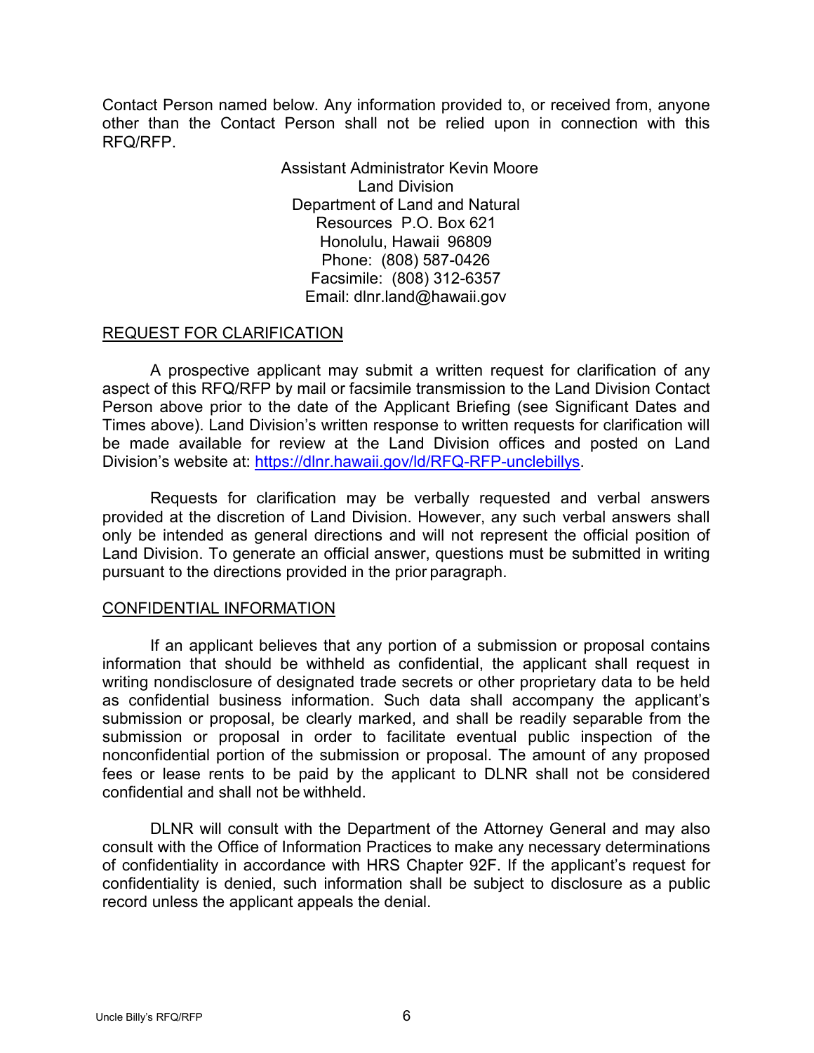Contact Person named below. Any information provided to, or received from, anyone other than the Contact Person shall not be relied upon in connection with this RFQ/RFP.

Assistant Administrator Kevin Moore
Land Division
Department of Land and Natural
Resources P.O. Box 621
Honolulu, Hawaii 96809
Phone: (808) 587-0426
Facsimile: (808) 312-6357
Email: dlnr.land@hawaii.gov

## REQUEST FOR CLARIFICATION

A prospective applicant may submit a written request for clarification of any aspect of this RFQ/RFP by mail or facsimile transmission to the Land Division Contact Person above prior to the date of the Applicant Briefing (see Significant Dates and Times above). Land Division's written response to written requests for clarification will be made available for review at the Land Division offices and posted on Land Division's website at: [https://dlnr.hawaii.gov/ld/RFQ-RFP-unclebillys](https://dlnr.hawaii.gov/ld/RFQ-RFP-unclebillys).

Requests for clarification may be verbally requested and verbal answers provided at the discretion of Land Division. However, any such verbal answers shall only be intended as general directions and will not represent the official position of Land Division. To generate an official answer, questions must be submitted in writing pursuant to the directions provided in the prior paragraph.

## CONFIDENTIAL INFORMATION

If an applicant believes that any portion of a submission or proposal contains information that should be withheld as confidential, the applicant shall request in writing nondisclosure of designated trade secrets or other proprietary data to be held as confidential business information. Such data shall accompany the applicant's submission or proposal, be clearly marked, and shall be readily separable from the submission or proposal in order to facilitate eventual public inspection of the nonconfidential portion of the submission or proposal. The amount of any proposed fees or lease rents to be paid by the applicant to DLNR shall not be considered confidential and shall not be withheld.

DLNR will consult with the Department of the Attorney General and may also consult with the Office of Information Practices to make any necessary determinations of confidentiality in accordance with HRS Chapter 92F. If the applicant's request for confidentiality is denied, such information shall be subject to disclosure as a public record unless the applicant appeals the denial.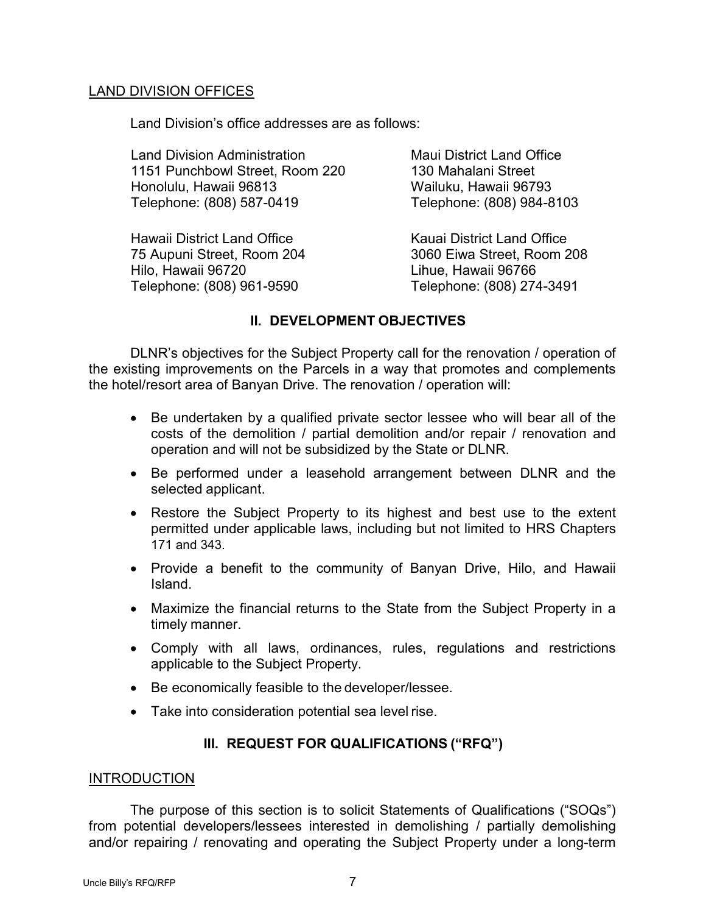LAND DIVISION OFFICES

Land Division's office addresses are as follows:

Land Division Administration
1151 Punchbowl Street, Room 220
Honolulu, Hawaii 96813
Telephone: (808) 587-0419

Maui District Land Office
130 Mahalani Street
Wailuku, Hawaii 96793
Telephone: (808) 984-8103

Hawaii District Land Office
75 Aupuni Street, Room 204
Hilo, Hawaii 96720
Telephone: (808) 961-9590

Kauai District Land Office
3060 Eiwa Street, Room 208
Lihue, Hawaii 96766
Telephone: (808) 274-3491

## II. DEVELOPMENT OBJECTIVES

DLNR's objectives for the Subject Property call for the renovation / operation of the existing improvements on the Parcels in a way that promotes and complements the hotel/resort area of Banyan Drive. The renovation / operation will:

- Be undertaken by a qualified private sector lessee who will bear all of the costs of the demolition / partial demolition and/or repair / renovation and operation and will not be subsidized by the State or DLNR.
- Be performed under a leasehold arrangement between DLNR and the selected applicant.
- Restore the Subject Property to its highest and best use to the extent permitted under applicable laws, including but not limited to HRS Chapters 171 and 343.
- Provide a benefit to the community of Banyan Drive, Hilo, and Hawaii Island.
- Maximize the financial returns to the State from the Subject Property in a timely manner.
- Comply with all laws, ordinances, rules, regulations and restrictions applicable to the Subject Property.
- Be economically feasible to the developer/lessee.
- Take into consideration potential sea level rise.

## III. REQUEST FOR QUALIFICATIONS ("RFQ")

INTRODUCTION

The purpose of this section is to solicit Statements of Qualifications ("SOQs") from potential developers/lessees interested in demolishing / partially demolishing and/or repairing / renovating and operating the Subject Property under a long-term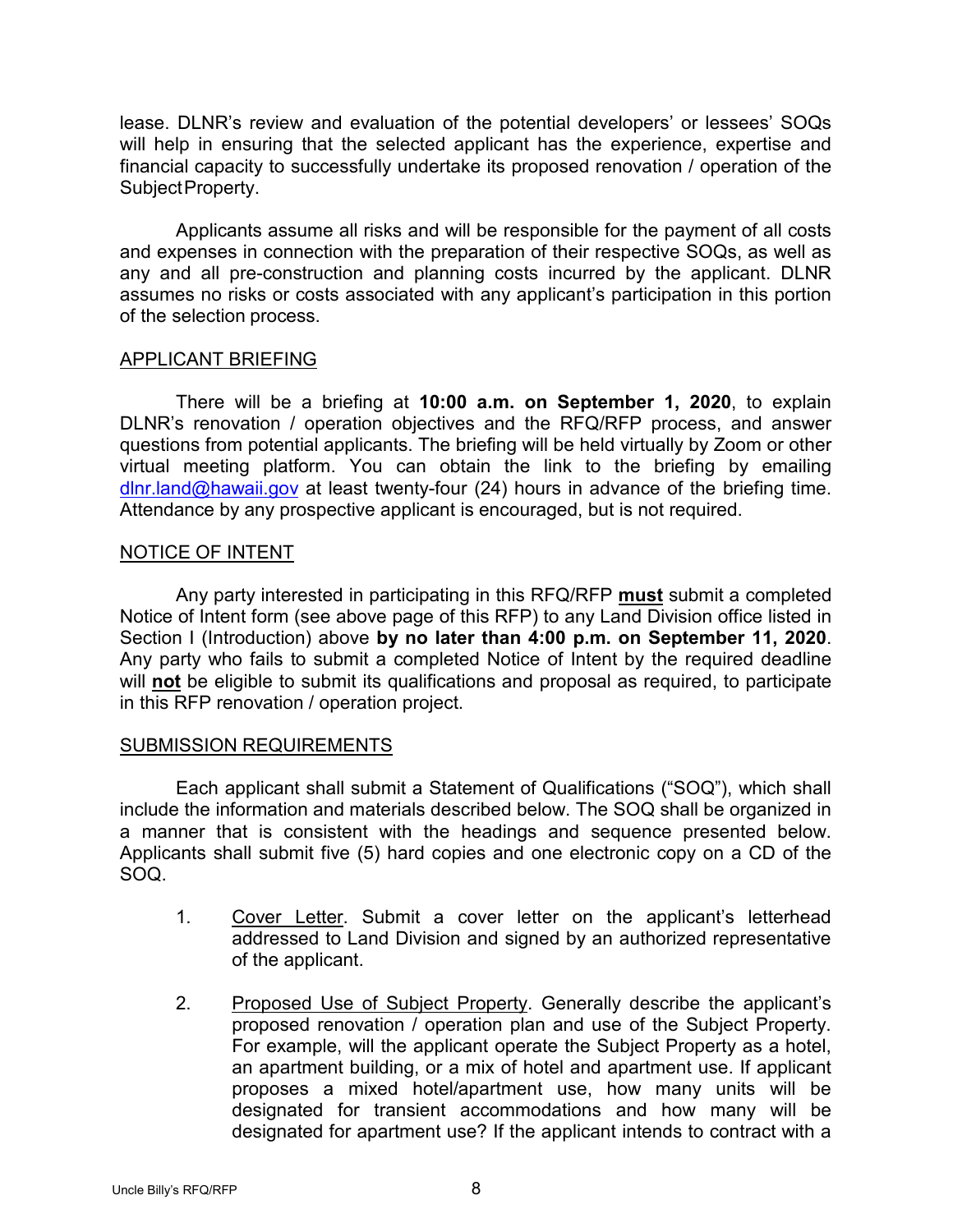lease. DLNR's review and evaluation of the potential developers' or lessees' SOQs will help in ensuring that the selected applicant has the experience, expertise and financial capacity to successfully undertake its proposed renovation / operation of the Subject Property.

Applicants assume all risks and will be responsible for the payment of all costs and expenses in connection with the preparation of their respective SOQs, as well as any and all pre-construction and planning costs incurred by the applicant. DLNR assumes no risks or costs associated with any applicant's participation in this portion of the selection process.

## APPLICANT BRIEFING

There will be a briefing at **10:00 a.m. on September 1, 2020**, to explain DLNR's renovation / operation objectives and the RFQ/RFP process, and answer questions from potential applicants. The briefing will be held virtually by Zoom or other virtual meeting platform. You can obtain the link to the briefing by emailing dlnr.land@hawaii.gov at least twenty-four (24) hours in advance of the briefing time. Attendance by any prospective applicant is encouraged, but is not required.

## NOTICE OF INTENT

Any party interested in participating in this RFQ/RFP **must** submit a completed Notice of Intent form (see above page of this RFP) to any Land Division office listed in Section I (Introduction) above **by no later than 4:00 p.m. on September 11, 2020**. Any party who fails to submit a completed Notice of Intent by the required deadline will **not** be eligible to submit its qualifications and proposal as required, to participate in this RFP renovation / operation project.

## SUBMISSION REQUIREMENTS

Each applicant shall submit a Statement of Qualifications ("SOQ"), which shall include the information and materials described below. The SOQ shall be organized in a manner that is consistent with the headings and sequence presented below. Applicants shall submit five (5) hard copies and one electronic copy on a CD of the SOQ.

1. Cover Letter. Submit a cover letter on the applicant's letterhead addressed to Land Division and signed by an authorized representative of the applicant.

2. Proposed Use of Subject Property. Generally describe the applicant's proposed renovation / operation plan and use of the Subject Property. For example, will the applicant operate the Subject Property as a hotel, an apartment building, or a mix of hotel and apartment use. If applicant proposes a mixed hotel/apartment use, how many units will be designated for transient accommodations and how many will be designated for apartment use? If the applicant intends to contract with a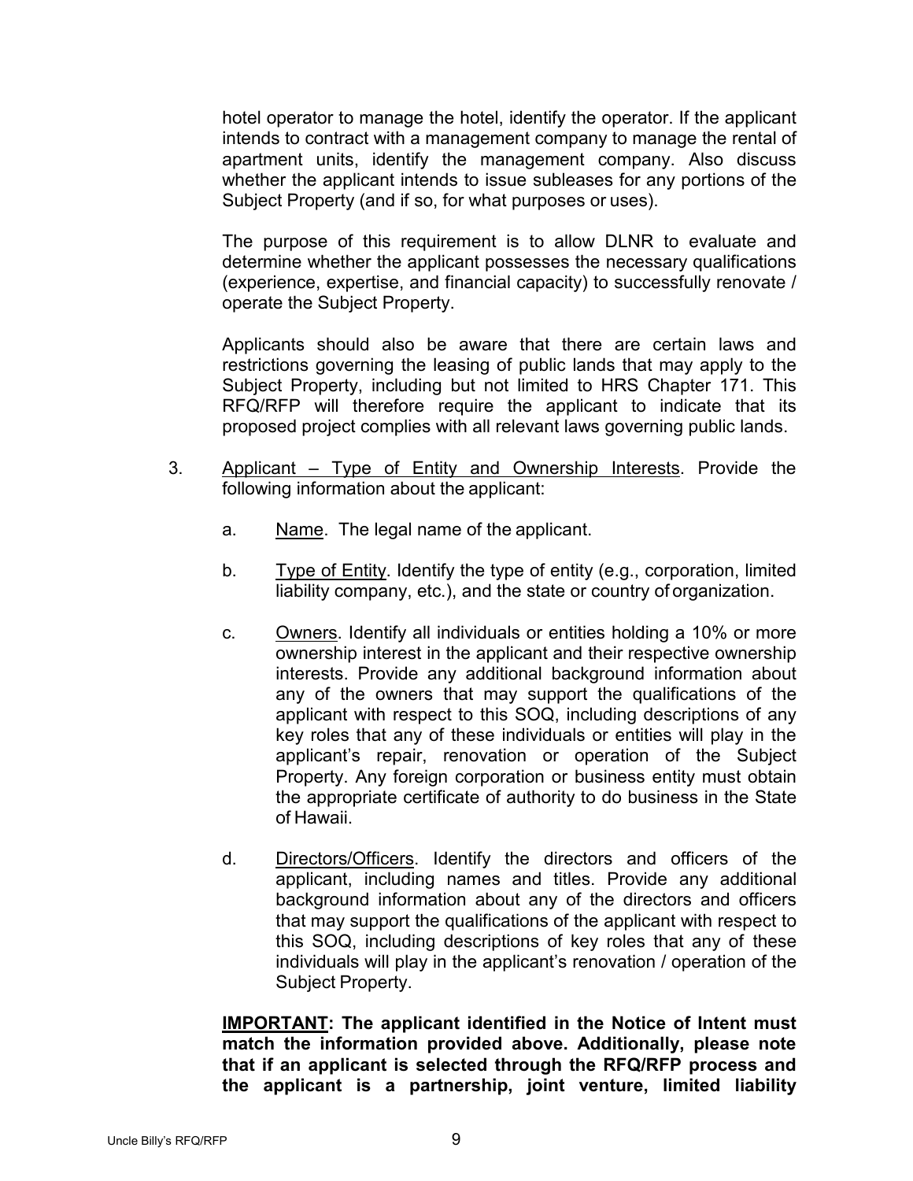hotel operator to manage the hotel, identify the operator. If the applicant intends to contract with a management company to manage the rental of apartment units, identify the management company. Also discuss whether the applicant intends to issue subleases for any portions of the Subject Property (and if so, for what purposes or uses).

The purpose of this requirement is to allow DLNR to evaluate and determine whether the applicant possesses the necessary qualifications (experience, expertise, and financial capacity) to successfully renovate / operate the Subject Property.

Applicants should also be aware that there are certain laws and restrictions governing the leasing of public lands that may apply to the Subject Property, including but not limited to HRS Chapter 171. This RFQ/RFP will therefore require the applicant to indicate that its proposed project complies with all relevant laws governing public lands.

3. Applicant – Type of Entity and Ownership Interests. Provide the following information about the applicant:

   a. Name. The legal name of the applicant.

   b. Type of Entity. Identify the type of entity (e.g., corporation, limited liability company, etc.), and the state or country of organization.

   c. Owners. Identify all individuals or entities holding a 10% or more ownership interest in the applicant and their respective ownership interests. Provide any additional background information about any of the owners that may support the qualifications of the applicant with respect to this SOQ, including descriptions of any key roles that any of these individuals or entities will play in the applicant's repair, renovation or operation of the Subject Property. Any foreign corporation or business entity must obtain the appropriate certificate of authority to do business in the State of Hawaii.

   d. Directors/Officers. Identify the directors and officers of the applicant, including names and titles. Provide any additional background information about any of the directors and officers that may support the qualifications of the applicant with respect to this SOQ, including descriptions of key roles that any of these individuals will play in the applicant's renovation / operation of the Subject Property.

**IMPORTANT: The applicant identified in the Notice of Intent must match the information provided above. Additionally, please note that if an applicant is selected through the RFQ/RFP process and the applicant is a partnership, joint venture, limited liability**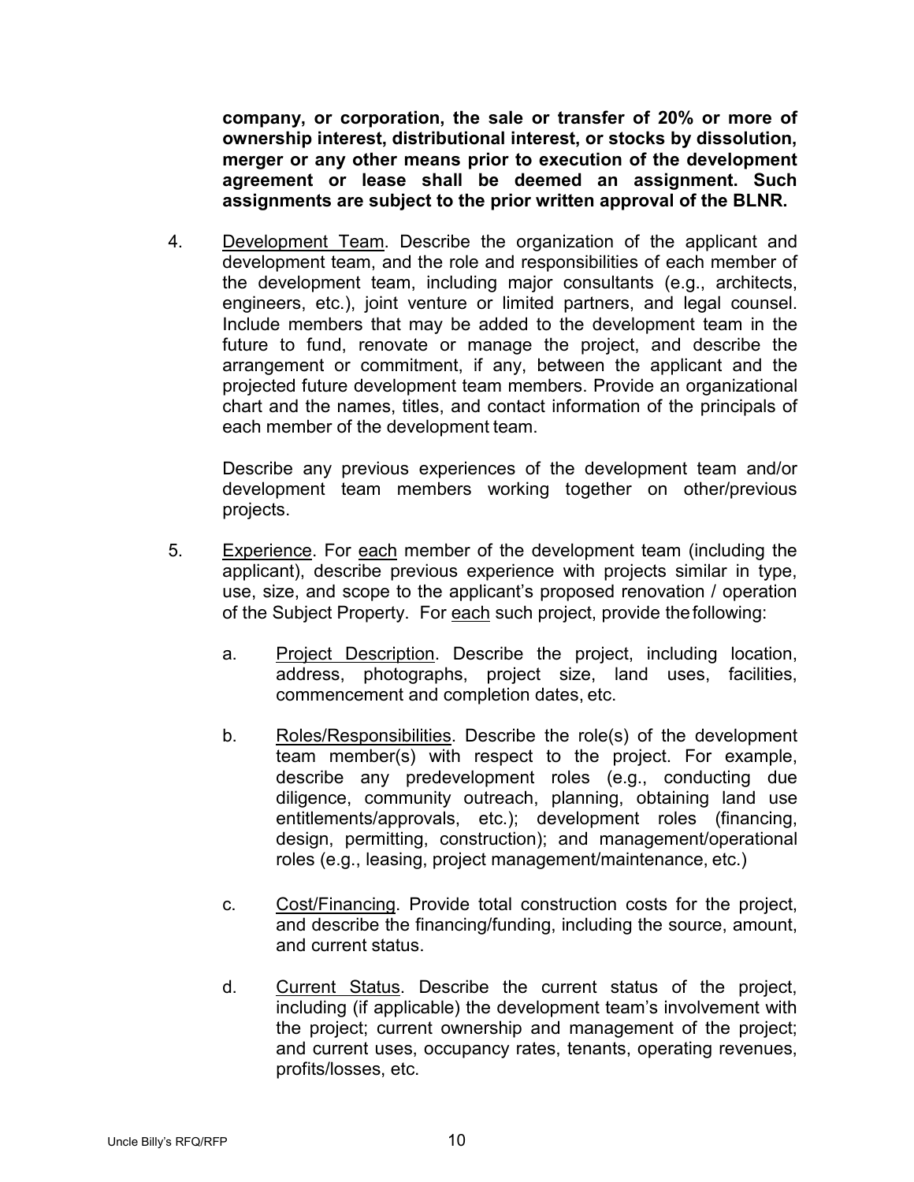**company, or corporation, the sale or transfer of 20% or more of ownership interest, distributional interest, or stocks by dissolution, merger or any other means prior to execution of the development agreement or lease shall be deemed an assignment. Such assignments are subject to the prior written approval of the BLNR.**

4. Development Team. Describe the organization of the applicant and development team, and the role and responsibilities of each member of the development team, including major consultants (e.g., architects, engineers, etc.), joint venture or limited partners, and legal counsel. Include members that may be added to the development team in the future to fund, renovate or manage the project, and describe the arrangement or commitment, if any, between the applicant and the projected future development team members. Provide an organizational chart and the names, titles, and contact information of the principals of each member of the development team.

   Describe any previous experiences of the development team and/or development team members working together on other/previous projects.

5. Experience. For each member of the development team (including the applicant), describe previous experience with projects similar in type, use, size, and scope to the applicant's proposed renovation / operation of the Subject Property. For each such project, provide the following:

   a. Project Description. Describe the project, including location, address, photographs, project size, land uses, facilities, commencement and completion dates, etc.

   b. Roles/Responsibilities. Describe the role(s) of the development team member(s) with respect to the project. For example, describe any predevelopment roles (e.g., conducting due diligence, community outreach, planning, obtaining land use entitlements/approvals, etc.); development roles (financing, design, permitting, construction); and management/operational roles (e.g., leasing, project management/maintenance, etc.)

   c. Cost/Financing. Provide total construction costs for the project, and describe the financing/funding, including the source, amount, and current status.

   d. Current Status. Describe the current status of the project, including (if applicable) the development team's involvement with the project; current ownership and management of the project; and current uses, occupancy rates, tenants, operating revenues, profits/losses, etc.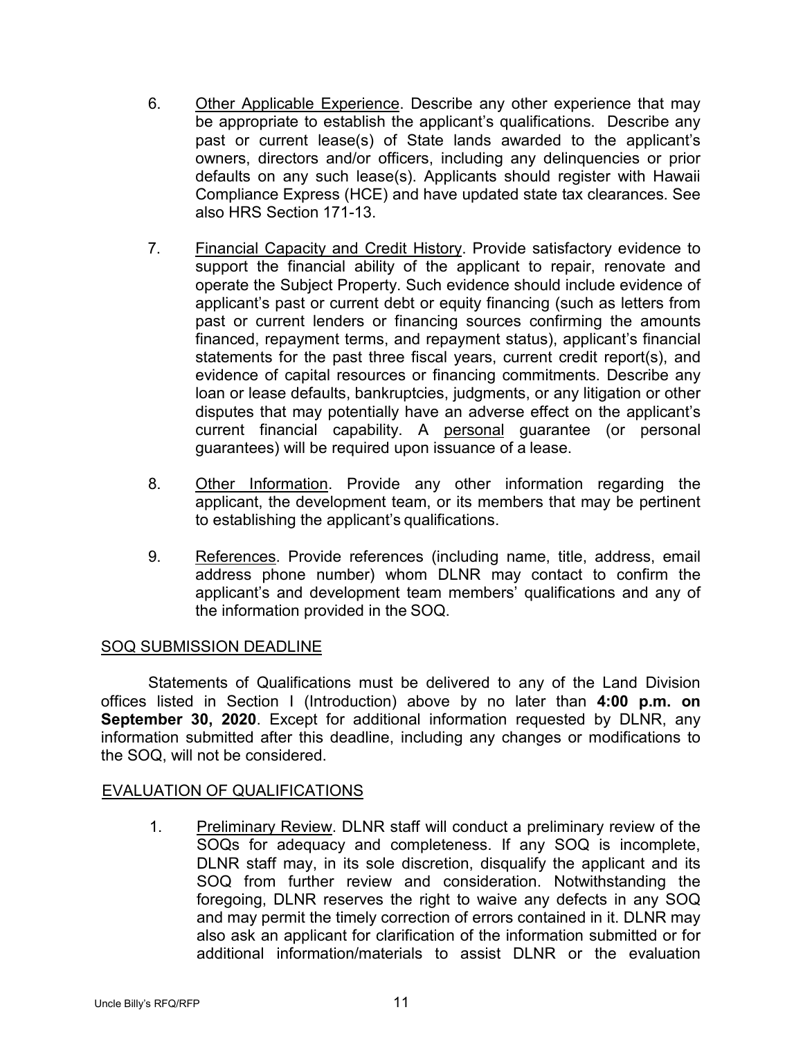6. Other Applicable Experience. Describe any other experience that may be appropriate to establish the applicant's qualifications. Describe any past or current lease(s) of State lands awarded to the applicant's owners, directors and/or officers, including any delinquencies or prior defaults on any such lease(s). Applicants should register with Hawaii Compliance Express (HCE) and have updated state tax clearances. See also HRS Section 171-13.

7. Financial Capacity and Credit History. Provide satisfactory evidence to support the financial ability of the applicant to repair, renovate and operate the Subject Property. Such evidence should include evidence of applicant's past or current debt or equity financing (such as letters from past or current lenders or financing sources confirming the amounts financed, repayment terms, and repayment status), applicant's financial statements for the past three fiscal years, current credit report(s), and evidence of capital resources or financing commitments. Describe any loan or lease defaults, bankruptcies, judgments, or any litigation or other disputes that may potentially have an adverse effect on the applicant's current financial capability. A personal guarantee (or personal guarantees) will be required upon issuance of a lease.

8. Other Information. Provide any other information regarding the applicant, the development team, or its members that may be pertinent to establishing the applicant's qualifications.

9. References. Provide references (including name, title, address, email address phone number) whom DLNR may contact to confirm the applicant's and development team members' qualifications and any of the information provided in the SOQ.

## SOQ SUBMISSION DEADLINE

Statements of Qualifications must be delivered to any of the Land Division offices listed in Section I (Introduction) above by no later than **4:00 p.m. on September 30, 2020**. Except for additional information requested by DLNR, any information submitted after this deadline, including any changes or modifications to the SOQ, will not be considered.

## EVALUATION OF QUALIFICATIONS

1. Preliminary Review. DLNR staff will conduct a preliminary review of the SOQs for adequacy and completeness. If any SOQ is incomplete, DLNR staff may, in its sole discretion, disqualify the applicant and its SOQ from further review and consideration. Notwithstanding the foregoing, DLNR reserves the right to waive any defects in any SOQ and may permit the timely correction of errors contained in it. DLNR may also ask an applicant for clarification of the information submitted or for additional information/materials to assist DLNR or the evaluation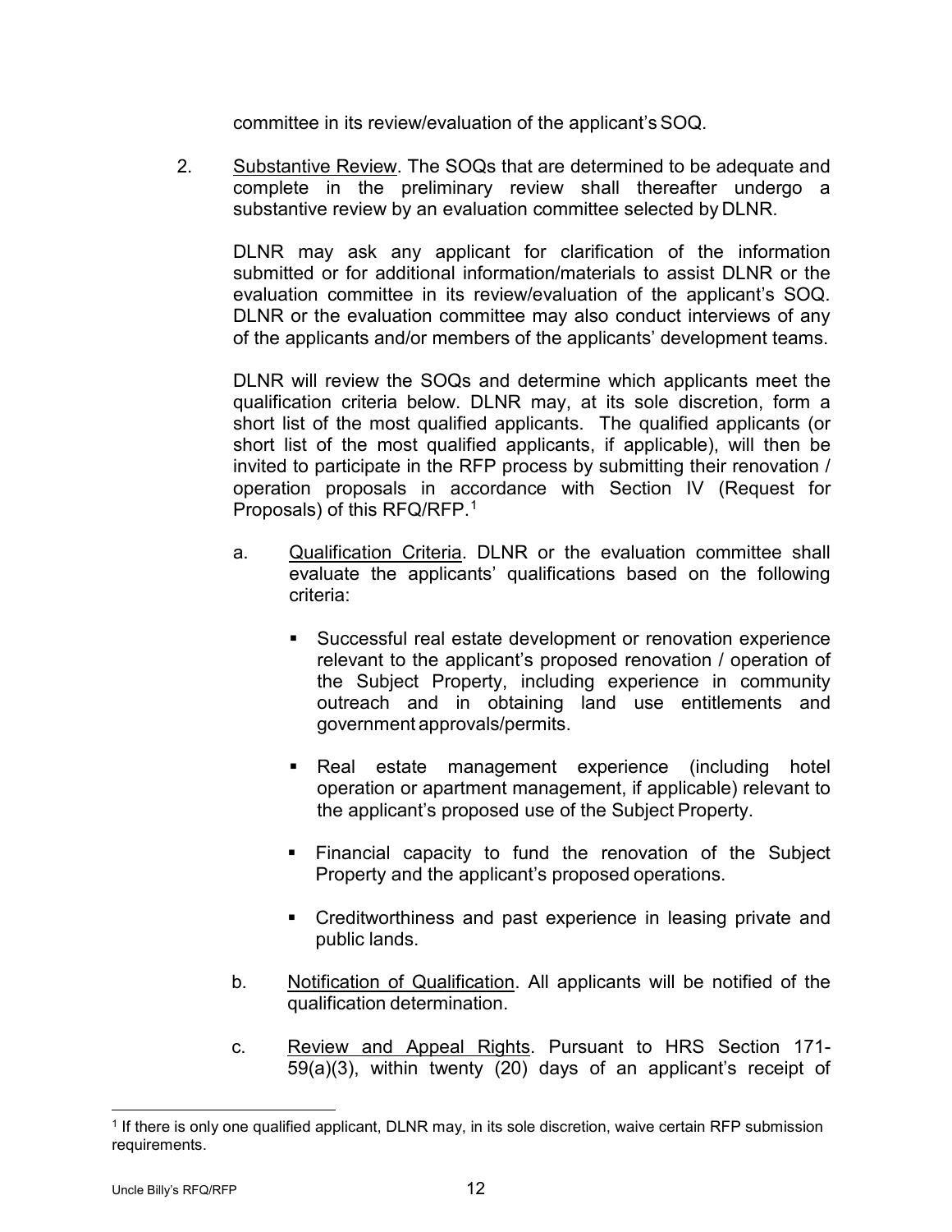committee in its review/evaluation of the applicant's SOQ.

2. Substantive Review. The SOQs that are determined to be adequate and complete in the preliminary review shall thereafter undergo a substantive review by an evaluation committee selected by DLNR.

   DLNR may ask any applicant for clarification of the information submitted or for additional information/materials to assist DLNR or the evaluation committee in its review/evaluation of the applicant's SOQ. DLNR or the evaluation committee may also conduct interviews of any of the applicants and/or members of the applicants' development teams.

   DLNR will review the SOQs and determine which applicants meet the qualification criteria below. DLNR may, at its sole discretion, form a short list of the most qualified applicants. The qualified applicants (or short list of the most qualified applicants, if applicable), will then be invited to participate in the RFP process by submitting their renovation / operation proposals in accordance with Section IV (Request for Proposals) of this RFQ/RFP.[1]

   a. Qualification Criteria. DLNR or the evaluation committee shall evaluate the applicants' qualifications based on the following criteria:

      - Successful real estate development or renovation experience relevant to the applicant's proposed renovation / operation of the Subject Property, including experience in community outreach and in obtaining land use entitlements and government approvals/permits.

      - Real estate management experience (including hotel operation or apartment management, if applicable) relevant to the applicant's proposed use of the Subject Property.

      - Financial capacity to fund the renovation of the Subject Property and the applicant's proposed operations.

      - Creditworthiness and past experience in leasing private and public lands.

   b. Notification of Qualification. All applicants will be notified of the qualification determination.

   c. Review and Appeal Rights. Pursuant to HRS Section 171-59(a)(3), within twenty (20) days of an applicant's receipt of

---

[1] If there is only one qualified applicant, DLNR may, in its sole discretion, waive certain RFP submission requirements.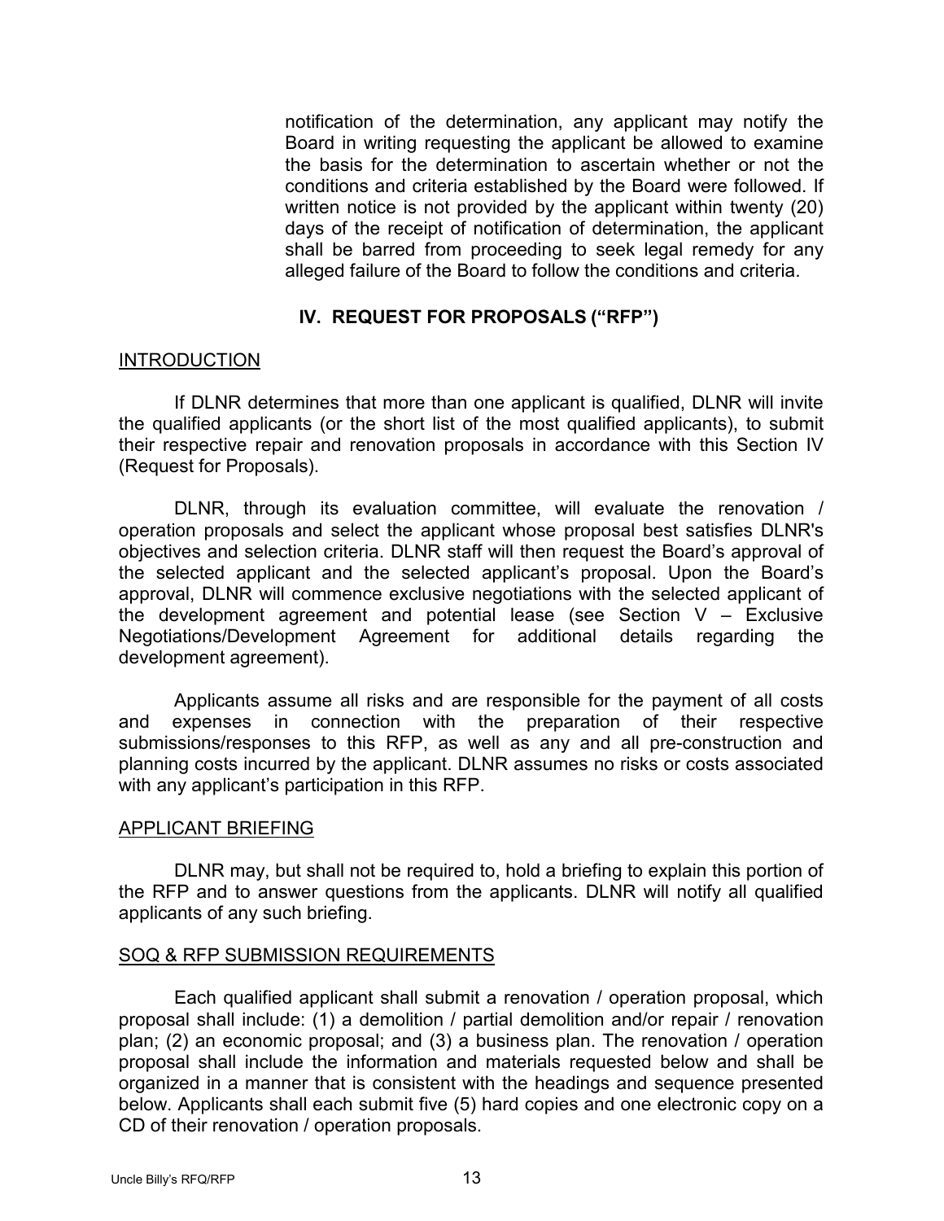notification of the determination, any applicant may notify the Board in writing requesting the applicant be allowed to examine the basis for the determination to ascertain whether or not the conditions and criteria established by the Board were followed. If written notice is not provided by the applicant within twenty (20) days of the receipt of notification of determination, the applicant shall be barred from proceeding to seek legal remedy for any alleged failure of the Board to follow the conditions and criteria.

## IV. REQUEST FOR PROPOSALS ("RFP")

### INTRODUCTION

If DLNR determines that more than one applicant is qualified, DLNR will invite the qualified applicants (or the short list of the most qualified applicants), to submit their respective repair and renovation proposals in accordance with this Section IV (Request for Proposals).

DLNR, through its evaluation committee, will evaluate the renovation / operation proposals and select the applicant whose proposal best satisfies DLNR's objectives and selection criteria. DLNR staff will then request the Board's approval of the selected applicant and the selected applicant's proposal. Upon the Board's approval, DLNR will commence exclusive negotiations with the selected applicant of the development agreement and potential lease (see Section V – Exclusive Negotiations/Development Agreement for additional details regarding the development agreement).

Applicants assume all risks and are responsible for the payment of all costs and expenses in connection with the preparation of their respective submissions/responses to this RFP, as well as any and all pre-construction and planning costs incurred by the applicant. DLNR assumes no risks or costs associated with any applicant's participation in this RFP.

### APPLICANT BRIEFING

DLNR may, but shall not be required to, hold a briefing to explain this portion of the RFP and to answer questions from the applicants. DLNR will notify all qualified applicants of any such briefing.

### SOQ & RFP SUBMISSION REQUIREMENTS

Each qualified applicant shall submit a renovation / operation proposal, which proposal shall include: (1) a demolition / partial demolition and/or repair / renovation plan; (2) an economic proposal; and (3) a business plan. The renovation / operation proposal shall include the information and materials requested below and shall be organized in a manner that is consistent with the headings and sequence presented below. Applicants shall each submit five (5) hard copies and one electronic copy on a CD of their renovation / operation proposals.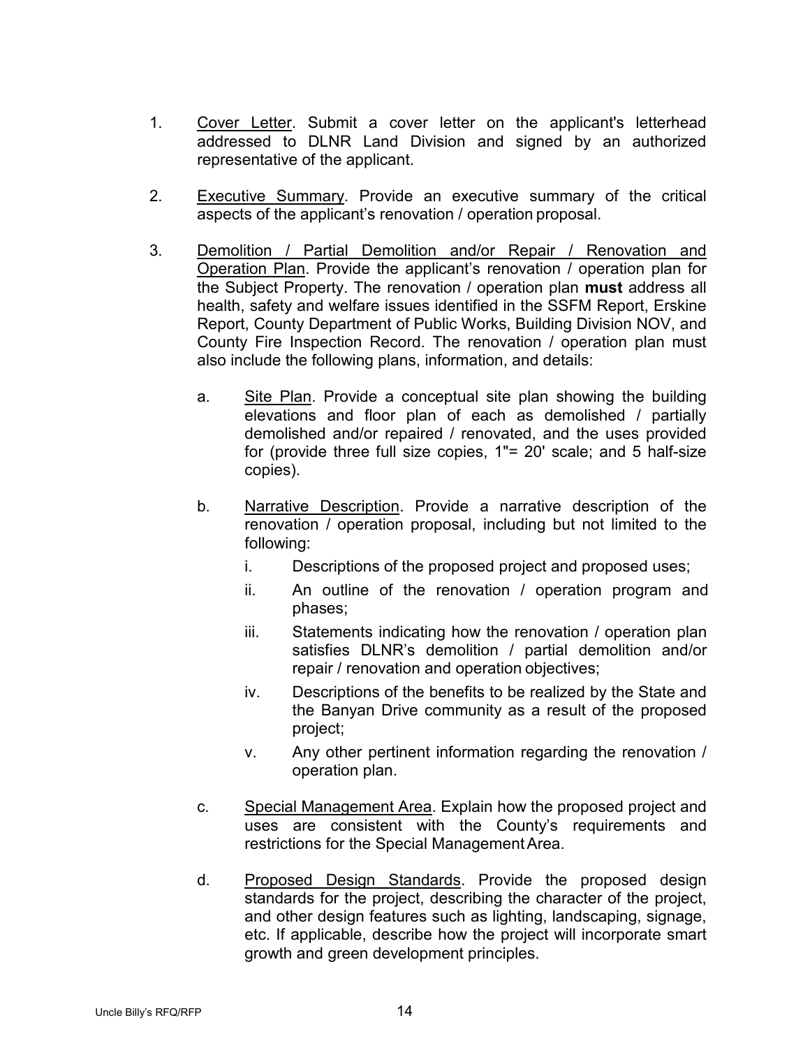1. Cover Letter. Submit a cover letter on the applicant's letterhead addressed to DLNR Land Division and signed by an authorized representative of the applicant.

2. Executive Summary. Provide an executive summary of the critical aspects of the applicant's renovation / operation proposal.

3. Demolition / Partial Demolition and/or Repair / Renovation and Operation Plan. Provide the applicant's renovation / operation plan for the Subject Property. The renovation / operation plan **must** address all health, safety and welfare issues identified in the SSFM Report, Erskine Report, County Department of Public Works, Building Division NOV, and County Fire Inspection Record. The renovation / operation plan must also include the following plans, information, and details:

   a. Site Plan. Provide a conceptual site plan showing the building elevations and floor plan of each as demolished / partially demolished and/or repaired / renovated, and the uses provided for (provide three full size copies, 1"= 20' scale; and 5 half-size copies).

   b. Narrative Description. Provide a narrative description of the renovation / operation proposal, including but not limited to the following:

      i. Descriptions of the proposed project and proposed uses;

      ii. An outline of the renovation / operation program and phases;

      iii. Statements indicating how the renovation / operation plan satisfies DLNR's demolition / partial demolition and/or repair / renovation and operation objectives;

      iv. Descriptions of the benefits to be realized by the State and the Banyan Drive community as a result of the proposed project;

      v. Any other pertinent information regarding the renovation / operation plan.

   c. Special Management Area. Explain how the proposed project and uses are consistent with the County's requirements and restrictions for the Special Management Area.

   d. Proposed Design Standards. Provide the proposed design standards for the project, describing the character of the project, and other design features such as lighting, landscaping, signage, etc. If applicable, describe how the project will incorporate smart growth and green development principles.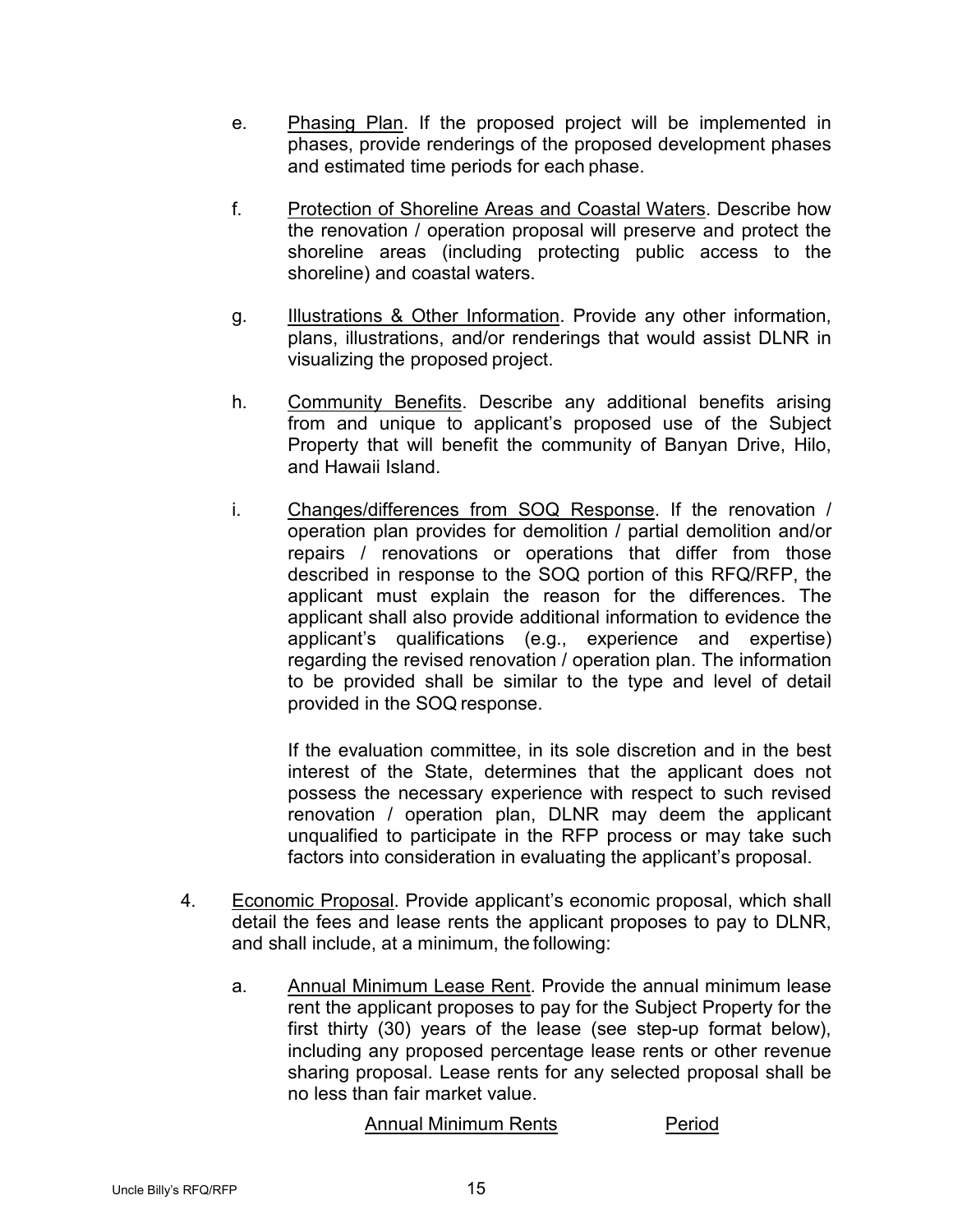e. Phasing Plan. If the proposed project will be implemented in phases, provide renderings of the proposed development phases and estimated time periods for each phase.

f. Protection of Shoreline Areas and Coastal Waters. Describe how the renovation / operation proposal will preserve and protect the shoreline areas (including protecting public access to the shoreline) and coastal waters.

g. Illustrations & Other Information. Provide any other information, plans, illustrations, and/or renderings that would assist DLNR in visualizing the proposed project.

h. Community Benefits. Describe any additional benefits arising from and unique to applicant's proposed use of the Subject Property that will benefit the community of Banyan Drive, Hilo, and Hawaii Island.

i. Changes/differences from SOQ Response. If the renovation / operation plan provides for demolition / partial demolition and/or repairs / renovations or operations that differ from those described in response to the SOQ portion of this RFQ/RFP, the applicant must explain the reason for the differences. The applicant shall also provide additional information to evidence the applicant's qualifications (e.g., experience and expertise) regarding the revised renovation / operation plan. The information to be provided shall be similar to the type and level of detail provided in the SOQ response.

   If the evaluation committee, in its sole discretion and in the best interest of the State, determines that the applicant does not possess the necessary experience with respect to such revised renovation / operation plan, DLNR may deem the applicant unqualified to participate in the RFP process or may take such factors into consideration in evaluating the applicant's proposal.

4. Economic Proposal. Provide applicant's economic proposal, which shall detail the fees and lease rents the applicant proposes to pay to DLNR, and shall include, at a minimum, the following:

   a. Annual Minimum Lease Rent. Provide the annual minimum lease rent the applicant proposes to pay for the Subject Property for the first thirty (30) years of the lease (see step-up format below), including any proposed percentage lease rents or other revenue sharing proposal. Lease rents for any selected proposal shall be no less than fair market value.

| Annual Minimum Rents | Period |
|---|---|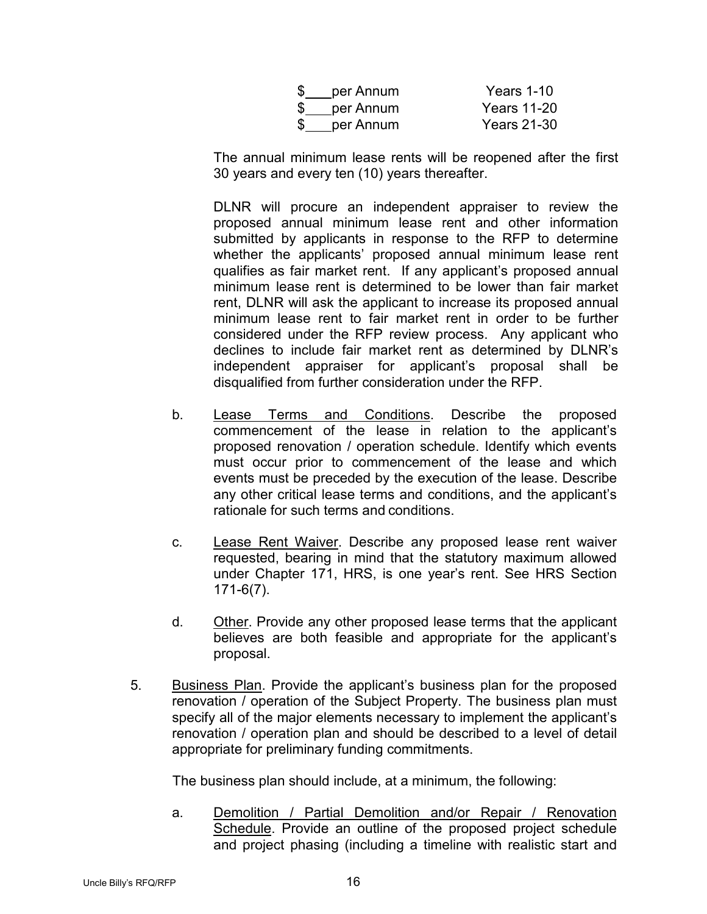| | |
|---|---|
| $\_\_\_ per Annum | Years 1-10 |
| $\_\_\_ per Annum | Years 11-20 |
| $\_\_\_ per Annum | Years 21-30 |

The annual minimum lease rents will be reopened after the first 30 years and every ten (10) years thereafter.

DLNR will procure an independent appraiser to review the proposed annual minimum lease rent and other information submitted by applicants in response to the RFP to determine whether the applicants' proposed annual minimum lease rent qualifies as fair market rent. If any applicant's proposed annual minimum lease rent is determined to be lower than fair market rent, DLNR will ask the applicant to increase its proposed annual minimum lease rent to fair market rent in order to be further considered under the RFP review process. Any applicant who declines to include fair market rent as determined by DLNR's independent appraiser for applicant's proposal shall be disqualified from further consideration under the RFP.

b. Lease Terms and Conditions. Describe the proposed commencement of the lease in relation to the applicant's proposed renovation / operation schedule. Identify which events must occur prior to commencement of the lease and which events must be preceded by the execution of the lease. Describe any other critical lease terms and conditions, and the applicant's rationale for such terms and conditions.

c. Lease Rent Waiver. Describe any proposed lease rent waiver requested, bearing in mind that the statutory maximum allowed under Chapter 171, HRS, is one year's rent. See HRS Section 171-6(7).

d. Other. Provide any other proposed lease terms that the applicant believes are both feasible and appropriate for the applicant's proposal.

5. Business Plan. Provide the applicant's business plan for the proposed renovation / operation of the Subject Property. The business plan must specify all of the major elements necessary to implement the applicant's renovation / operation plan and should be described to a level of detail appropriate for preliminary funding commitments.

   The business plan should include, at a minimum, the following:

   a. Demolition / Partial Demolition and/or Repair / Renovation Schedule. Provide an outline of the proposed project schedule and project phasing (including a timeline with realistic start and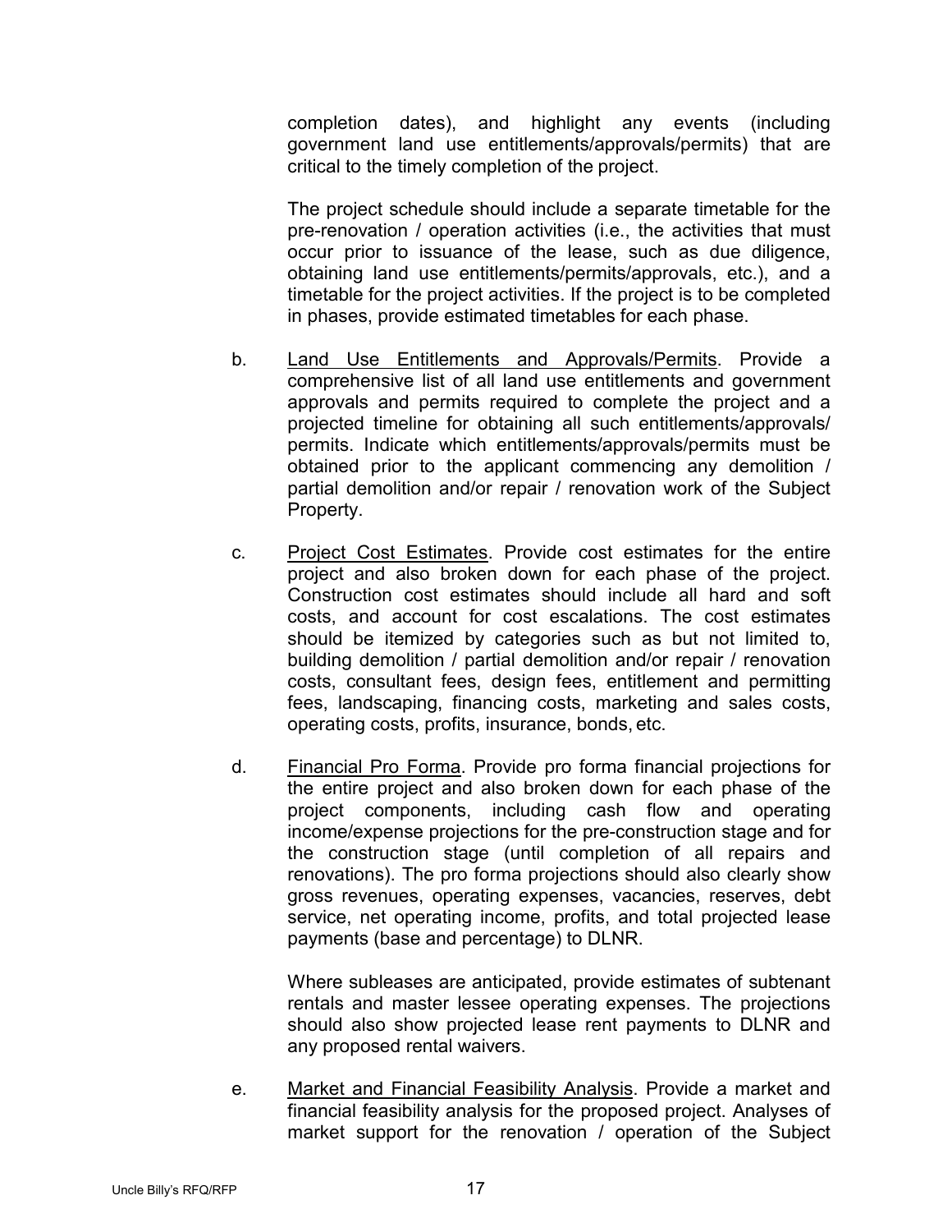completion dates), and highlight any events (including government land use entitlements/approvals/permits) that are critical to the timely completion of the project.

The project schedule should include a separate timetable for the pre-renovation / operation activities (i.e., the activities that must occur prior to issuance of the lease, such as due diligence, obtaining land use entitlements/permits/approvals, etc.), and a timetable for the project activities. If the project is to be completed in phases, provide estimated timetables for each phase.

b. Land Use Entitlements and Approvals/Permits. Provide a comprehensive list of all land use entitlements and government approvals and permits required to complete the project and a projected timeline for obtaining all such entitlements/approvals/ permits. Indicate which entitlements/approvals/permits must be obtained prior to the applicant commencing any demolition / partial demolition and/or repair / renovation work of the Subject Property.

c. Project Cost Estimates. Provide cost estimates for the entire project and also broken down for each phase of the project. Construction cost estimates should include all hard and soft costs, and account for cost escalations. The cost estimates should be itemized by categories such as but not limited to, building demolition / partial demolition and/or repair / renovation costs, consultant fees, design fees, entitlement and permitting fees, landscaping, financing costs, marketing and sales costs, operating costs, profits, insurance, bonds, etc.

d. Financial Pro Forma. Provide pro forma financial projections for the entire project and also broken down for each phase of the project components, including cash flow and operating income/expense projections for the pre-construction stage and for the construction stage (until completion of all repairs and renovations). The pro forma projections should also clearly show gross revenues, operating expenses, vacancies, reserves, debt service, net operating income, profits, and total projected lease payments (base and percentage) to DLNR.

Where subleases are anticipated, provide estimates of subtenant rentals and master lessee operating expenses. The projections should also show projected lease rent payments to DLNR and any proposed rental waivers.

e. Market and Financial Feasibility Analysis. Provide a market and financial feasibility analysis for the proposed project. Analyses of market support for the renovation / operation of the Subject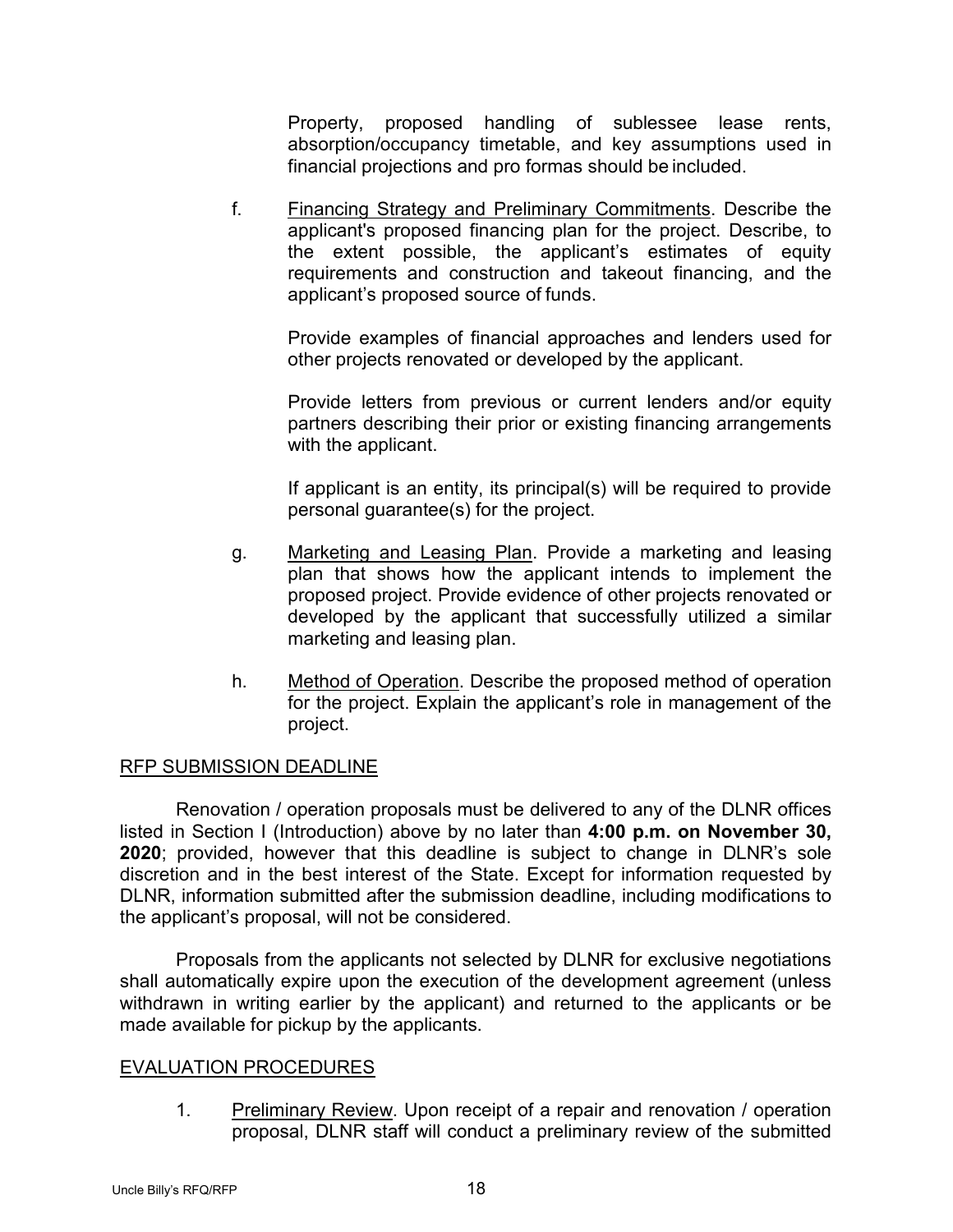Property, proposed handling of sublessee lease rents, absorption/occupancy timetable, and key assumptions used in financial projections and pro formas should be included.

f. Financing Strategy and Preliminary Commitments. Describe the applicant's proposed financing plan for the project. Describe, to the extent possible, the applicant's estimates of equity requirements and construction and takeout financing, and the applicant's proposed source of funds.

   Provide examples of financial approaches and lenders used for other projects renovated or developed by the applicant.

   Provide letters from previous or current lenders and/or equity partners describing their prior or existing financing arrangements with the applicant.

   If applicant is an entity, its principal(s) will be required to provide personal guarantee(s) for the project.

g. Marketing and Leasing Plan. Provide a marketing and leasing plan that shows how the applicant intends to implement the proposed project. Provide evidence of other projects renovated or developed by the applicant that successfully utilized a similar marketing and leasing plan.

h. Method of Operation. Describe the proposed method of operation for the project. Explain the applicant's role in management of the project.

## RFP SUBMISSION DEADLINE

Renovation / operation proposals must be delivered to any of the DLNR offices listed in Section I (Introduction) above by no later than **4:00 p.m. on November 30, 2020**; provided, however that this deadline is subject to change in DLNR's sole discretion and in the best interest of the State. Except for information requested by DLNR, information submitted after the submission deadline, including modifications to the applicant's proposal, will not be considered.

Proposals from the applicants not selected by DLNR for exclusive negotiations shall automatically expire upon the execution of the development agreement (unless withdrawn in writing earlier by the applicant) and returned to the applicants or be made available for pickup by the applicants.

## EVALUATION PROCEDURES

1. Preliminary Review. Upon receipt of a repair and renovation / operation proposal, DLNR staff will conduct a preliminary review of the submitted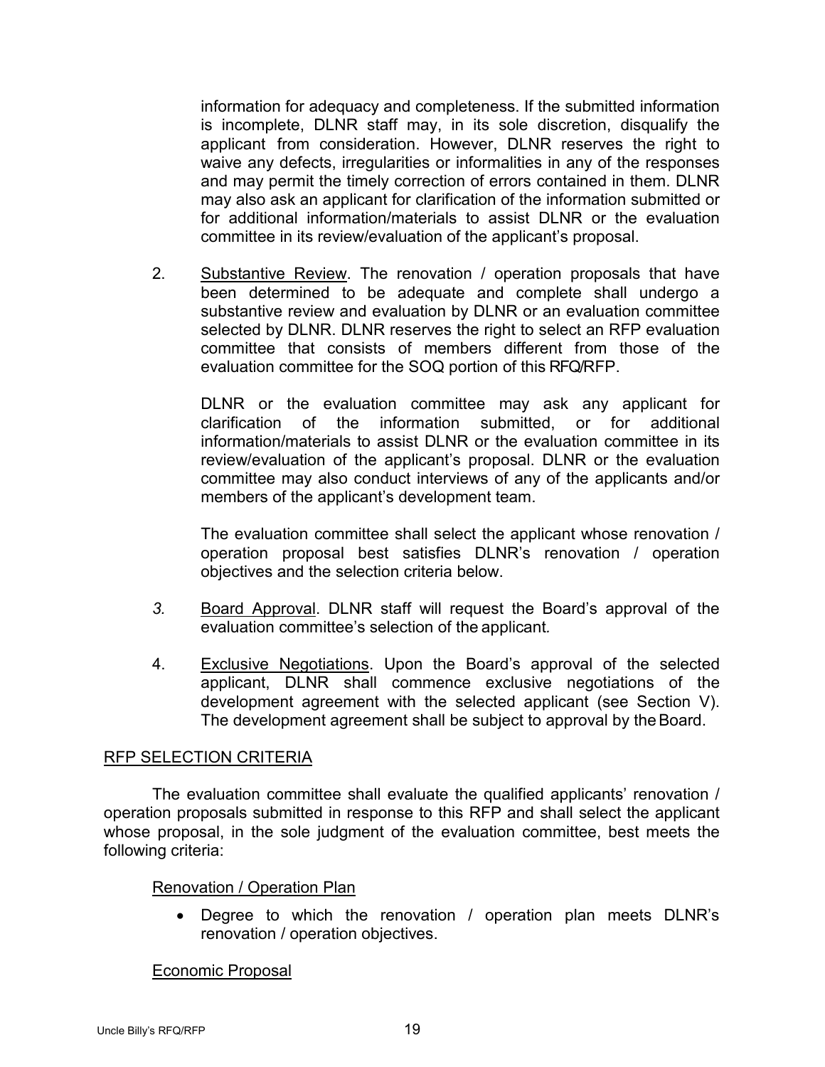information for adequacy and completeness. If the submitted information is incomplete, DLNR staff may, in its sole discretion, disqualify the applicant from consideration. However, DLNR reserves the right to waive any defects, irregularities or informalities in any of the responses and may permit the timely correction of errors contained in them. DLNR may also ask an applicant for clarification of the information submitted or for additional information/materials to assist DLNR or the evaluation committee in its review/evaluation of the applicant's proposal.

2. Substantive Review. The renovation / operation proposals that have been determined to be adequate and complete shall undergo a substantive review and evaluation by DLNR or an evaluation committee selected by DLNR. DLNR reserves the right to select an RFP evaluation committee that consists of members different from those of the evaluation committee for the SOQ portion of this RFQ/RFP.

   DLNR or the evaluation committee may ask any applicant for clarification of the information submitted, or for additional information/materials to assist DLNR or the evaluation committee in its review/evaluation of the applicant's proposal. DLNR or the evaluation committee may also conduct interviews of any of the applicants and/or members of the applicant's development team.

   The evaluation committee shall select the applicant whose renovation / operation proposal best satisfies DLNR's renovation / operation objectives and the selection criteria below.

3. Board Approval. DLNR staff will request the Board's approval of the evaluation committee's selection of the applicant.

4. Exclusive Negotiations. Upon the Board's approval of the selected applicant, DLNR shall commence exclusive negotiations of the development agreement with the selected applicant (see Section V). The development agreement shall be subject to approval by the Board.

RFP SELECTION CRITERIA

The evaluation committee shall evaluate the qualified applicants' renovation / operation proposals submitted in response to this RFP and shall select the applicant whose proposal, in the sole judgment of the evaluation committee, best meets the following criteria:

Renovation / Operation Plan

- Degree to which the renovation / operation plan meets DLNR's renovation / operation objectives.

Economic Proposal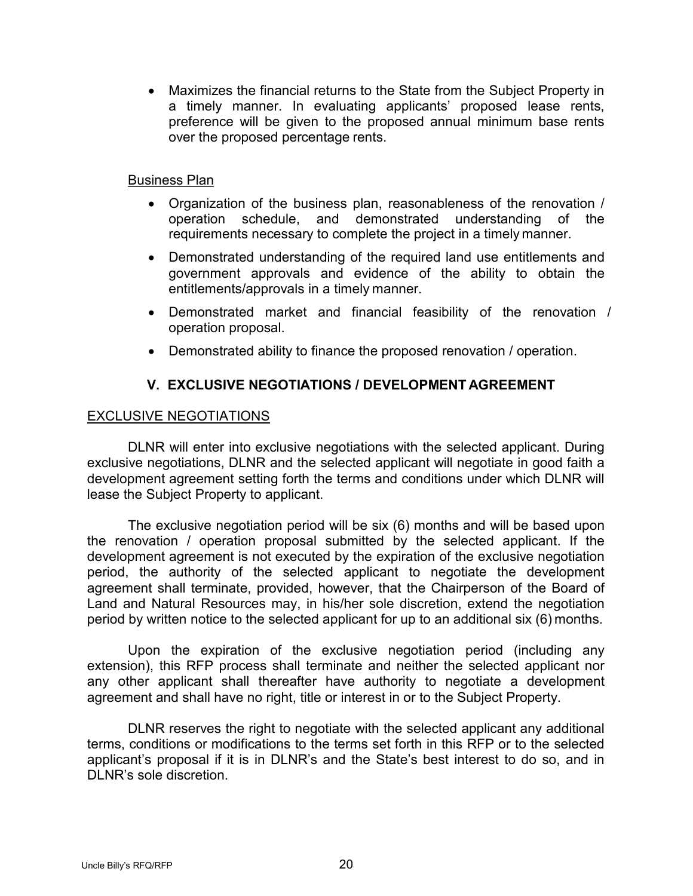- Maximizes the financial returns to the State from the Subject Property in a timely manner. In evaluating applicants' proposed lease rents, preference will be given to the proposed annual minimum base rents over the proposed percentage rents.

Business Plan

- Organization of the business plan, reasonableness of the renovation / operation schedule, and demonstrated understanding of the requirements necessary to complete the project in a timely manner.
- Demonstrated understanding of the required land use entitlements and government approvals and evidence of the ability to obtain the entitlements/approvals in a timely manner.
- Demonstrated market and financial feasibility of the renovation / operation proposal.
- Demonstrated ability to finance the proposed renovation / operation.

## V. EXCLUSIVE NEGOTIATIONS / DEVELOPMENT AGREEMENT

EXCLUSIVE NEGOTIATIONS

DLNR will enter into exclusive negotiations with the selected applicant. During exclusive negotiations, DLNR and the selected applicant will negotiate in good faith a development agreement setting forth the terms and conditions under which DLNR will lease the Subject Property to applicant.

The exclusive negotiation period will be six (6) months and will be based upon the renovation / operation proposal submitted by the selected applicant. If the development agreement is not executed by the expiration of the exclusive negotiation period, the authority of the selected applicant to negotiate the development agreement shall terminate, provided, however, that the Chairperson of the Board of Land and Natural Resources may, in his/her sole discretion, extend the negotiation period by written notice to the selected applicant for up to an additional six (6) months.

Upon the expiration of the exclusive negotiation period (including any extension), this RFP process shall terminate and neither the selected applicant nor any other applicant shall thereafter have authority to negotiate a development agreement and shall have no right, title or interest in or to the Subject Property.

DLNR reserves the right to negotiate with the selected applicant any additional terms, conditions or modifications to the terms set forth in this RFP or to the selected applicant's proposal if it is in DLNR's and the State's best interest to do so, and in DLNR's sole discretion.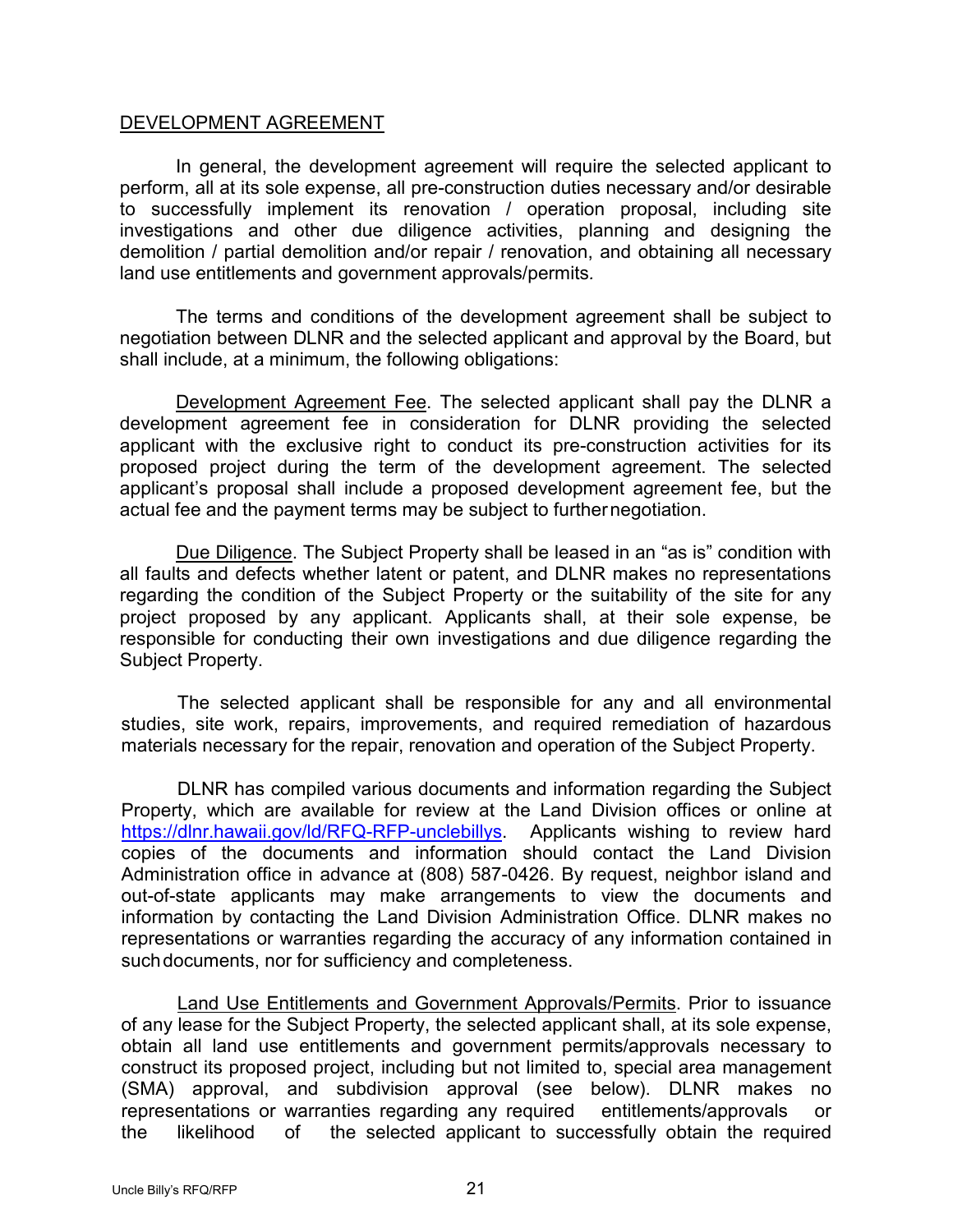## DEVELOPMENT AGREEMENT

In general, the development agreement will require the selected applicant to perform, all at its sole expense, all pre-construction duties necessary and/or desirable to successfully implement its renovation / operation proposal, including site investigations and other due diligence activities, planning and designing the demolition / partial demolition and/or repair / renovation, and obtaining all necessary land use entitlements and government approvals/permits.

The terms and conditions of the development agreement shall be subject to negotiation between DLNR and the selected applicant and approval by the Board, but shall include, at a minimum, the following obligations:

Development Agreement Fee. The selected applicant shall pay the DLNR a development agreement fee in consideration for DLNR providing the selected applicant with the exclusive right to conduct its pre-construction activities for its proposed project during the term of the development agreement. The selected applicant's proposal shall include a proposed development agreement fee, but the actual fee and the payment terms may be subject to further negotiation.

Due Diligence. The Subject Property shall be leased in an "as is" condition with all faults and defects whether latent or patent, and DLNR makes no representations regarding the condition of the Subject Property or the suitability of the site for any project proposed by any applicant. Applicants shall, at their sole expense, be responsible for conducting their own investigations and due diligence regarding the Subject Property.

The selected applicant shall be responsible for any and all environmental studies, site work, repairs, improvements, and required remediation of hazardous materials necessary for the repair, renovation and operation of the Subject Property.

DLNR has compiled various documents and information regarding the Subject Property, which are available for review at the Land Division offices or online at https://dlnr.hawaii.gov/ld/RFQ-RFP-unclebillys. Applicants wishing to review hard copies of the documents and information should contact the Land Division Administration office in advance at (808) 587-0426. By request, neighbor island and out-of-state applicants may make arrangements to view the documents and information by contacting the Land Division Administration Office. DLNR makes no representations or warranties regarding the accuracy of any information contained in such documents, nor for sufficiency and completeness.

Land Use Entitlements and Government Approvals/Permits. Prior to issuance of any lease for the Subject Property, the selected applicant shall, at its sole expense, obtain all land use entitlements and government permits/approvals necessary to construct its proposed project, including but not limited to, special area management (SMA) approval, and subdivision approval (see below). DLNR makes no representations or warranties regarding any required entitlements/approvals or the likelihood of the selected applicant to successfully obtain the required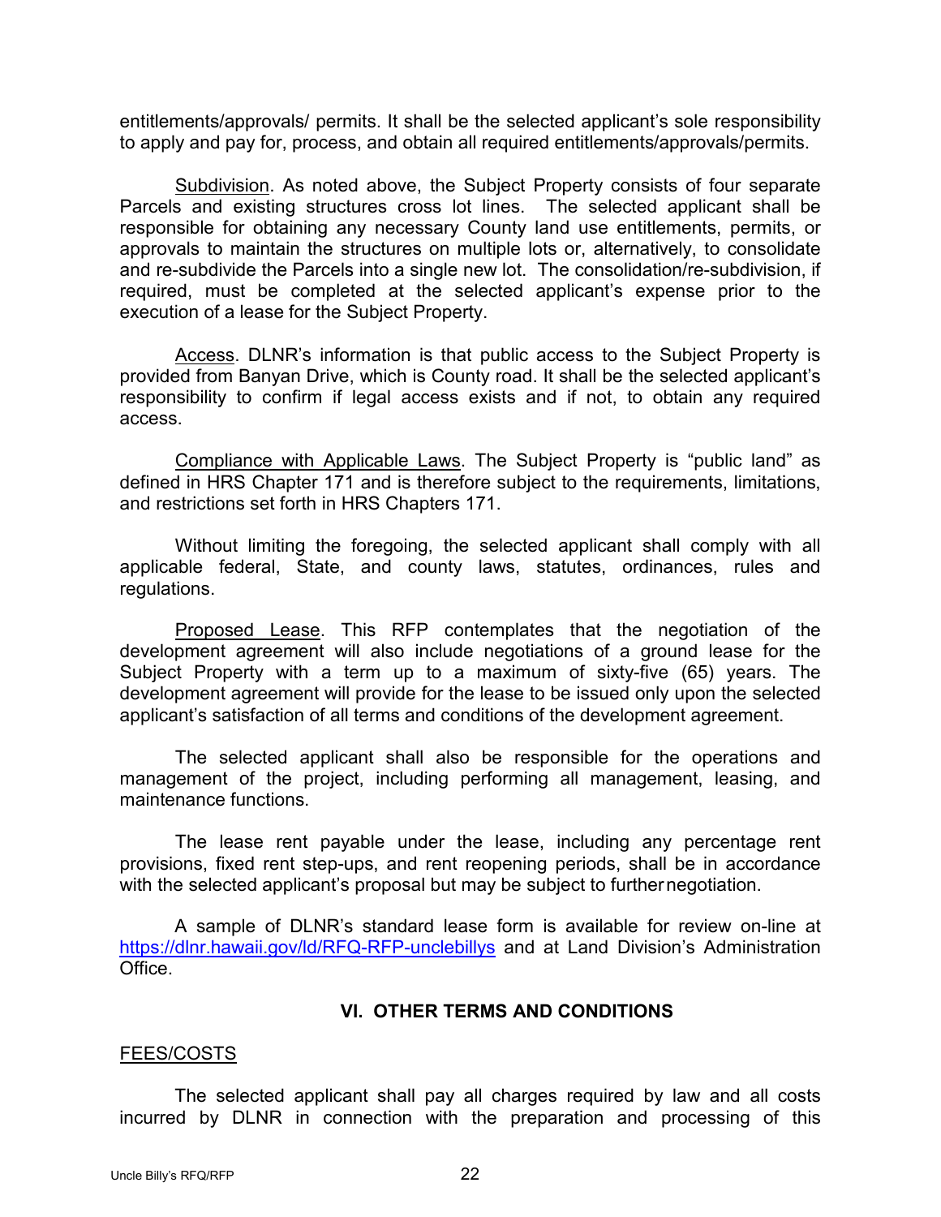entitlements/approvals/ permits. It shall be the selected applicant's sole responsibility to apply and pay for, process, and obtain all required entitlements/approvals/permits.

Subdivision. As noted above, the Subject Property consists of four separate Parcels and existing structures cross lot lines. The selected applicant shall be responsible for obtaining any necessary County land use entitlements, permits, or approvals to maintain the structures on multiple lots or, alternatively, to consolidate and re-subdivide the Parcels into a single new lot. The consolidation/re-subdivision, if required, must be completed at the selected applicant's expense prior to the execution of a lease for the Subject Property.

Access. DLNR's information is that public access to the Subject Property is provided from Banyan Drive, which is County road. It shall be the selected applicant's responsibility to confirm if legal access exists and if not, to obtain any required access.

Compliance with Applicable Laws. The Subject Property is "public land" as defined in HRS Chapter 171 and is therefore subject to the requirements, limitations, and restrictions set forth in HRS Chapters 171.

Without limiting the foregoing, the selected applicant shall comply with all applicable federal, State, and county laws, statutes, ordinances, rules and regulations.

Proposed Lease. This RFP contemplates that the negotiation of the development agreement will also include negotiations of a ground lease for the Subject Property with a term up to a maximum of sixty-five (65) years. The development agreement will provide for the lease to be issued only upon the selected applicant's satisfaction of all terms and conditions of the development agreement.

The selected applicant shall also be responsible for the operations and management of the project, including performing all management, leasing, and maintenance functions.

The lease rent payable under the lease, including any percentage rent provisions, fixed rent step-ups, and rent reopening periods, shall be in accordance with the selected applicant's proposal but may be subject to further negotiation.

A sample of DLNR's standard lease form is available for review on-line at https://dlnr.hawaii.gov/ld/RFQ-RFP-unclebillys and at Land Division's Administration Office.

## VI. OTHER TERMS AND CONDITIONS

FEES/COSTS

The selected applicant shall pay all charges required by law and all costs incurred by DLNR in connection with the preparation and processing of this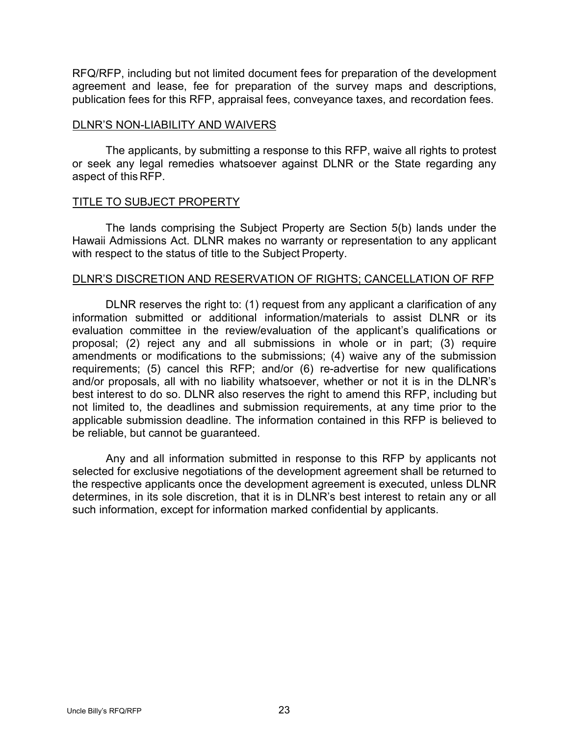RFQ/RFP, including but not limited document fees for preparation of the development agreement and lease, fee for preparation of the survey maps and descriptions, publication fees for this RFP, appraisal fees, conveyance taxes, and recordation fees.

## DLNR'S NON-LIABILITY AND WAIVERS

The applicants, by submitting a response to this RFP, waive all rights to protest or seek any legal remedies whatsoever against DLNR or the State regarding any aspect of this RFP.

## TITLE TO SUBJECT PROPERTY

The lands comprising the Subject Property are Section 5(b) lands under the Hawaii Admissions Act. DLNR makes no warranty or representation to any applicant with respect to the status of title to the Subject Property.

## DLNR'S DISCRETION AND RESERVATION OF RIGHTS; CANCELLATION OF RFP

DLNR reserves the right to: (1) request from any applicant a clarification of any information submitted or additional information/materials to assist DLNR or its evaluation committee in the review/evaluation of the applicant's qualifications or proposal; (2) reject any and all submissions in whole or in part; (3) require amendments or modifications to the submissions; (4) waive any of the submission requirements; (5) cancel this RFP; and/or (6) re-advertise for new qualifications and/or proposals, all with no liability whatsoever, whether or not it is in the DLNR's best interest to do so. DLNR also reserves the right to amend this RFP, including but not limited to, the deadlines and submission requirements, at any time prior to the applicable submission deadline. The information contained in this RFP is believed to be reliable, but cannot be guaranteed.

Any and all information submitted in response to this RFP by applicants not selected for exclusive negotiations of the development agreement shall be returned to the respective applicants once the development agreement is executed, unless DLNR determines, in its sole discretion, that it is in DLNR's best interest to retain any or all such information, except for information marked confidential by applicants.